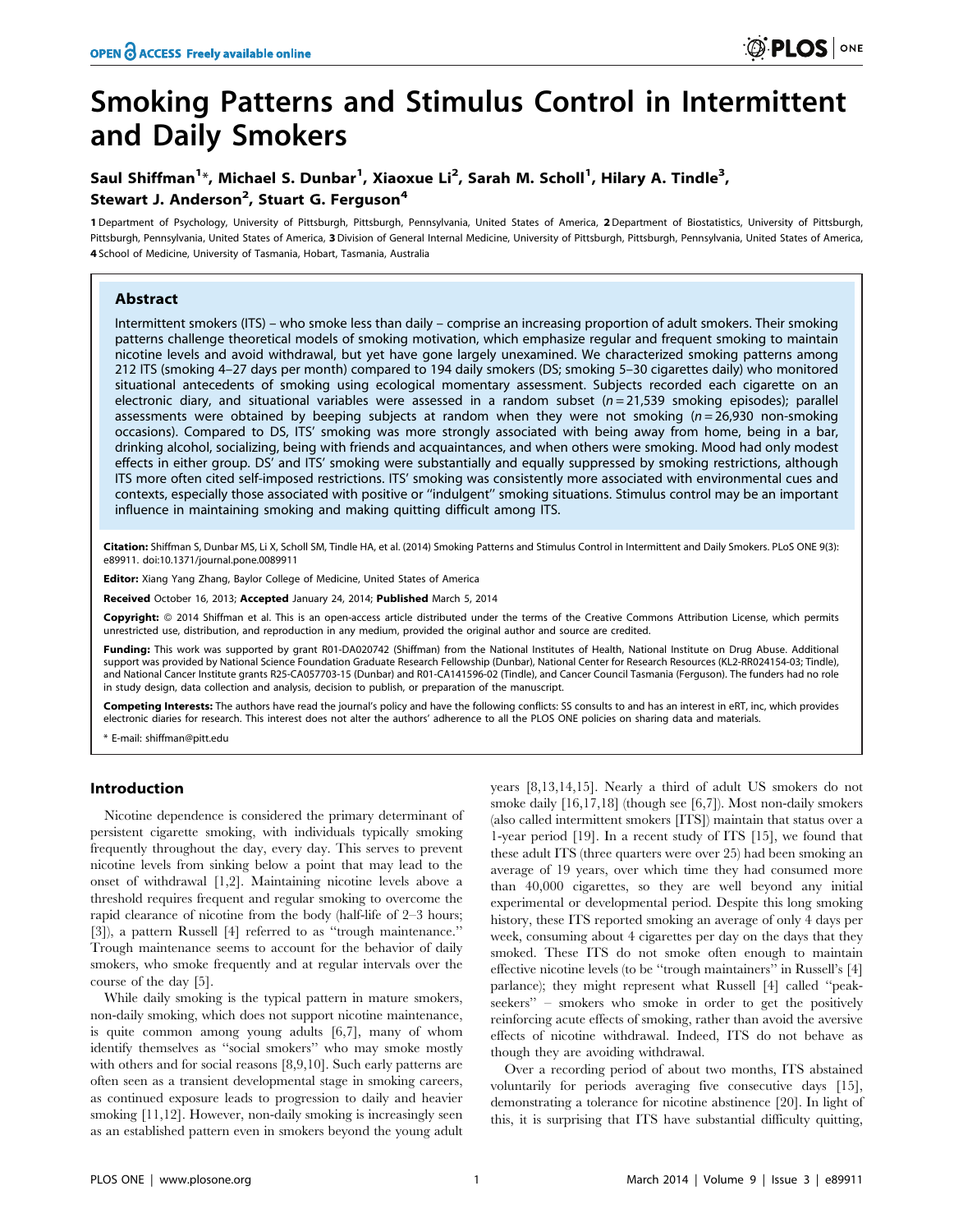# Smoking Patterns and Stimulus Control in Intermittent and Daily Smokers

**Saul Shiffman[1]*, Michael S. Dunbar[1], Xiaoxue Li[2], Sarah M. Scholl[1], Hilary A. Tindle[3], Stewart J. Anderson[2], Stuart G. Ferguson[4]**

**1** Department of Psychology, University of Pittsburgh, Pittsburgh, Pennsylvania, United States of America, **2** Department of Biostatistics, University of Pittsburgh, Pittsburgh, Pennsylvania, United States of America, **3** Division of General Internal Medicine, University of Pittsburgh, Pittsburgh, Pennsylvania, United States of America, **4** School of Medicine, University of Tasmania, Hobart, Tasmania, Australia

## Abstract

Intermittent smokers (ITS) – who smoke less than daily – comprise an increasing proportion of adult smokers. Their smoking patterns challenge theoretical models of smoking motivation, which emphasize regular and frequent smoking to maintain nicotine levels and avoid withdrawal, but yet have gone largely unexamined. We characterized smoking patterns among 212 ITS (smoking 4–27 days per month) compared to 194 daily smokers (DS; smoking 5–30 cigarettes daily) who monitored situational antecedents of smoking using ecological momentary assessment. Subjects recorded each cigarette on an electronic diary, and situational variables were assessed in a random subset ($n = 21,539$ smoking episodes); parallel assessments were obtained by beeping subjects at random when they were not smoking ($n = 26,930$ non-smoking occasions). Compared to DS, ITS' smoking was more strongly associated with being away from home, being in a bar, drinking alcohol, socializing, being with friends and acquaintances, and when others were smoking. Mood had only modest effects in either group. DS' and ITS' smoking was substantially and equally suppressed by smoking restrictions, although ITS more often cited self-imposed restrictions. ITS' smoking was consistently more associated with environmental cues and contexts, especially those associated with positive or ''indulgent'' smoking situations. Stimulus control may be an important influence in maintaining smoking and making quitting difficult among ITS.

**Citation:** Shiffman S, Dunbar MS, Li X, Scholl SM, Tindle HA, et al. (2014) Smoking Patterns and Stimulus Control in Intermittent and Daily Smokers. PLoS ONE 9(3): e89911. doi:10.1371/journal.pone.0089911

**Editor:** Xiang Yang Zhang, Baylor College of Medicine, United States of America

**Received** October 16, 2013; **Accepted** January 24, 2014; **Published** March 5, 2014

**Copyright:** © 2014 Shiffman et al. This is an open-access article distributed under the terms of the Creative Commons Attribution License, which permits unrestricted use, distribution, and reproduction in any medium, provided the original author and source are credited.

**Funding:** This work was supported by grant R01-DA020742 (Shiffman) from the National Institutes of Health, National Institute on Drug Abuse. Additional support was provided by National Science Foundation Graduate Research Fellowship (Dunbar), National Center for Research Resources (KL2-RR024154-03; Tindle), and National Cancer Institute grants R25-CA057703-15 (Dunbar) and R01-CA141596-02 (Tindle), and Cancer Council Tasmania (Ferguson). The funders had no role in study design, data collection and analysis, decision to publish, or preparation of the manuscript.

**Competing Interests:** The authors have read the journal's policy and have the following conflicts: SS consults to and has an interest in eRT, inc, which provides electronic diaries for research. This interest does not alter the authors' adherence to all the PLOS ONE policies on sharing data and materials.

* E-mail: shiffman@pitt.edu

## Introduction

Nicotine dependence is considered the primary determinant of persistent cigarette smoking, with individuals typically smoking frequently throughout the day, every day. This serves to prevent nicotine levels from sinking below a point that may lead to the onset of withdrawal [1,2]. Maintaining nicotine levels above a threshold requires frequent and regular smoking to overcome the rapid clearance of nicotine from the body (half-life of 2–3 hours; [3]), a pattern Russell [4] referred to as ''trough maintenance.'' Trough maintenance seems to account for the behavior of daily smokers, who smoke frequently and at regular intervals over the course of the day [5].

While daily smoking is the typical pattern in mature smokers, non-daily smoking, which does not support nicotine maintenance, is quite common among young adults [6,7], many of whom identify themselves as ''social smokers'' who may smoke mostly with others and for social reasons [8,9,10]. Such early patterns are often seen as a transient developmental stage in smoking careers, as continued exposure leads to progression to daily and heavier smoking [11,12]. However, non-daily smoking is increasingly seen as an established pattern even in smokers beyond the young adult years [8,13,14,15]. Nearly a third of adult US smokers do not smoke daily [16,17,18] (though see [6,7]). Most non-daily smokers (also called intermittent smokers [ITS]) maintain that status over a 1-year period [19]. In a recent study of ITS [15], we found that these adult ITS (three quarters were over 25) had been smoking an average of 19 years, over which time they had consumed more than 40,000 cigarettes, so they are well beyond any initial experimental or developmental period. Despite this long smoking history, these ITS reported smoking an average of only 4 days per week, consuming about 4 cigarettes per day on the days that they smoked. These ITS do not smoke often enough to maintain effective nicotine levels (to be ''trough maintainers'' in Russell's [4] parlance); they might represent what Russell [4] called ''peak-seekers'' – smokers who smoke in order to get the positively reinforcing acute effects of smoking, rather than avoid the aversive effects of nicotine withdrawal. Indeed, ITS do not behave as though they are avoiding withdrawal.

Over a recording period of about two months, ITS abstained voluntarily for periods averaging five consecutive days [15], demonstrating a tolerance for nicotine abstinence [20]. In light of this, it is surprising that ITS have substantial difficulty quitting,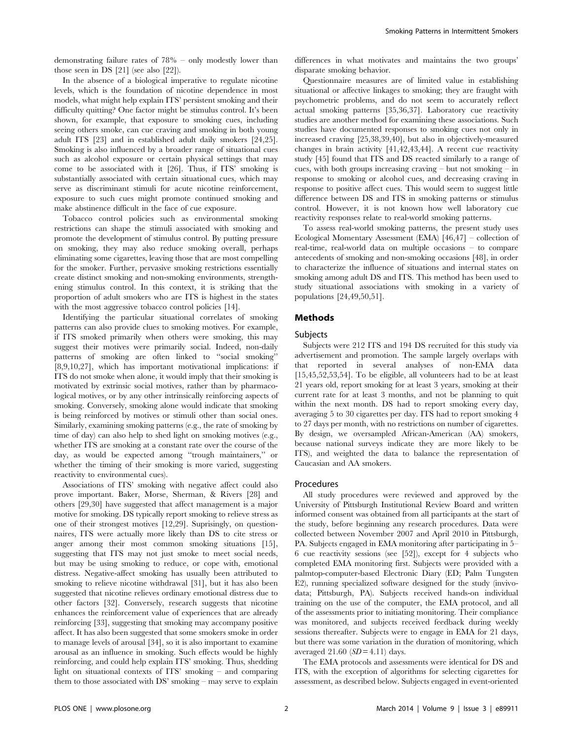demonstrating failure rates of 78% – only modestly lower than those seen in DS [21] (see also [22]).

In the absence of a biological imperative to regulate nicotine levels, which is the foundation of nicotine dependence in most models, what might help explain ITS' persistent smoking and their difficulty quitting? One factor might be stimulus control. It's been shown, for example, that exposure to smoking cues, including seeing others smoke, can cue craving and smoking in both young adult ITS [23] and in established adult daily smokers [24,25]. Smoking is also influenced by a broader range of situational cues such as alcohol exposure or certain physical settings that may come to be associated with it [26]. Thus, if ITS' smoking is substantially associated with certain situational cues, which may serve as discriminant stimuli for acute nicotine reinforcement, exposure to such cues might promote continued smoking and make abstinence difficult in the face of cue exposure.

Tobacco control policies such as environmental smoking restrictions can shape the stimuli associated with smoking and promote the development of stimulus control. By putting pressure on smoking, they may also reduce smoking overall, perhaps eliminating some cigarettes, leaving those that are most compelling for the smoker. Further, pervasive smoking restrictions essentially create distinct smoking and non-smoking environments, strengthening stimulus control. In this context, it is striking that the proportion of adult smokers who are ITS is highest in the states with the most aggressive tobacco control policies [14].

Identifying the particular situational correlates of smoking patterns can also provide clues to smoking motives. For example, if ITS smoked primarily when others were smoking, this may suggest their motives were primarily social. Indeed, non-daily patterns of smoking are often linked to "social smoking" [8,9,10,27], which has important motivational implications: if ITS do not smoke when alone, it would imply that their smoking is motivated by extrinsic social motives, rather than by pharmacological motives, or by any other intrinsically reinforcing aspects of smoking. Conversely, smoking alone would indicate that smoking is being reinforced by motives or stimuli other than social ones. Similarly, examining smoking patterns (e.g., the rate of smoking by time of day) can also help to shed light on smoking motives (e.g., whether ITS are smoking at a constant rate over the course of the day, as would be expected among "trough maintainers," or whether the timing of their smoking is more varied, suggesting reactivity to environmental cues).

Associations of ITS' smoking with negative affect could also prove important. Baker, Morse, Sherman, & Rivers [28] and others [29,30] have suggested that affect management is a major motive for smoking. DS typically report smoking to relieve stress as one of their strongest motives [12,29]. Suprisingly, on questionnaires, ITS were actually more likely than DS to cite stress or anger among their most common smoking situations [15], suggesting that ITS may not just smoke to meet social needs, but may be using smoking to reduce, or cope with, emotional distress. Negative-affect smoking has usually been attributed to smoking to relieve nicotine withdrawal [31], but it has also been suggested that nicotine relieves ordinary emotional distress due to other factors [32]. Conversely, research suggests that nicotine enhances the reinforcement value of experiences that are already reinforcing [33], suggesting that smoking may accompany positive affect. It has also been suggested that some smokers smoke in order to manage levels of arousal [34], so it is also important to examine arousal as an influence in smoking. Such effects would be highly reinforcing, and could help explain ITS' smoking. Thus, shedding light on situational contexts of ITS' smoking – and comparing them to those associated with DS' smoking – may serve to explain differences in what motivates and maintains the two groups' disparate smoking behavior.

Questionnaire measures are of limited value in establishing situational or affective linkages to smoking; they are fraught with psychometric problems, and do not seem to accurately reflect actual smoking patterns [35,36,37]. Laboratory cue reactivity studies are another method for examining these associations. Such studies have documented responses to smoking cues not only in increased craving [25,38,39,40], but also in objectively-measured changes in brain activity [41,42,43,44]. A recent cue reactivity study [45] found that ITS and DS reacted similarly to a range of cues, with both groups increasing craving – but not smoking – in response to smoking or alcohol cues, and decreasing craving in response to positive affect cues. This would seem to suggest little difference between DS and ITS in smoking patterns or stimulus control. However, it is not known how well laboratory cue reactivity responses relate to real-world smoking patterns.

To assess real-world smoking patterns, the present study uses Ecological Momentary Assessment (EMA) [46,47] – collection of real-time, real-world data on multiple occasions – to compare antecedents of smoking and non-smoking occasions [48], in order to characterize the influence of situations and internal states on smoking among adult DS and ITS. This method has been used to study situational associations with smoking in a variety of populations [24,49,50,51].

## Methods

### Subjects

Subjects were 212 ITS and 194 DS recruited for this study via advertisement and promotion. The sample largely overlaps with that reported in several analyses of non-EMA data [15,45,52,53,54]. To be eligible, all volunteers had to be at least 21 years old, report smoking for at least 3 years, smoking at their current rate for at least 3 months, and not be planning to quit within the next month. DS had to report smoking every day, averaging 5 to 30 cigarettes per day. ITS had to report smoking 4 to 27 days per month, with no restrictions on number of cigarettes. By design, we oversampled African-American (AA) smokers, because national surveys indicate they are more likely to be ITS), and weighted the data to balance the representation of Caucasian and AA smokers.

### Procedures

All study procedures were reviewed and approved by the University of Pittsburgh Institutional Review Board and written informed consent was obtained from all participants at the start of the study, before beginning any research procedures. Data were collected between November 2007 and April 2010 in Pittsburgh, PA. Subjects engaged in EMA monitoring after participating in 5–6 cue reactivity sessions (see [52]), except for 4 subjects who completed EMA monitoring first. Subjects were provided with a palmtop-computer-based Electronic Diary (ED; Palm Tungsten E2), running specialized software designed for the study (invivodata; Pittsburgh, PA). Subjects received hands-on individual training on the use of the computer, the EMA protocol, and all of the assessments prior to initiating monitoring. Their compliance was monitored, and subjects received feedback during weekly sessions thereafter. Subjects were to engage in EMA for 21 days, but there was some variation in the duration of monitoring, which averaged 21.60 ($SD = 4.11$) days.

The EMA protocols and assessments were identical for DS and ITS, with the exception of algorithms for selecting cigarettes for assessment, as described below. Subjects engaged in event-oriented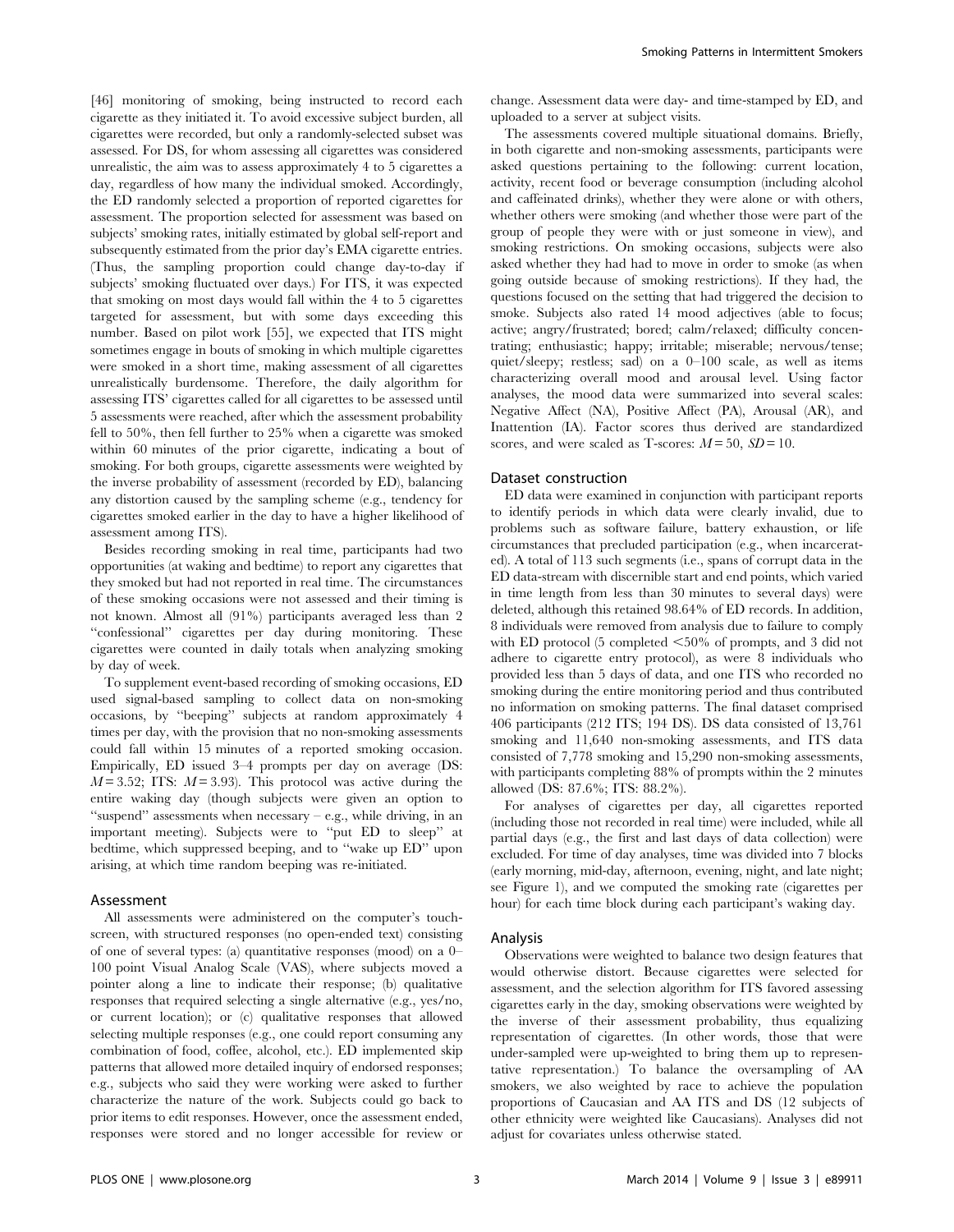[46] monitoring of smoking, being instructed to record each cigarette as they initiated it. To avoid excessive subject burden, all cigarettes were recorded, but only a randomly-selected subset was assessed. For DS, for whom assessing all cigarettes was considered unrealistic, the aim was to assess approximately 4 to 5 cigarettes a day, regardless of how many the individual smoked. Accordingly, the ED randomly selected a proportion of reported cigarettes for assessment. The proportion selected for assessment was based on subjects' smoking rates, initially estimated by global self-report and subsequently estimated from the prior day's EMA cigarette entries. (Thus, the sampling proportion could change day-to-day if subjects' smoking fluctuated over days.) For ITS, it was expected that smoking on most days would fall within the 4 to 5 cigarettes targeted for assessment, but with some days exceeding this number. Based on pilot work [55], we expected that ITS might sometimes engage in bouts of smoking in which multiple cigarettes were smoked in a short time, making assessment of all cigarettes unrealistically burdensome. Therefore, the daily algorithm for assessing ITS' cigarettes called for all cigarettes to be assessed until 5 assessments were reached, after which the assessment probability fell to 50%, then fell further to 25% when a cigarette was smoked within 60 minutes of the prior cigarette, indicating a bout of smoking. For both groups, cigarette assessments were weighted by the inverse probability of assessment (recorded by ED), balancing any distortion caused by the sampling scheme (e.g., tendency for cigarettes smoked earlier in the day to have a higher likelihood of assessment among ITS).

Besides recording smoking in real time, participants had two opportunities (at waking and bedtime) to report any cigarettes that they smoked but had not reported in real time. The circumstances of these smoking occasions were not assessed and their timing is not known. Almost all (91%) participants averaged less than 2 "confessional" cigarettes per day during monitoring. These cigarettes were counted in daily totals when analyzing smoking by day of week.

To supplement event-based recording of smoking occasions, ED used signal-based sampling to collect data on non-smoking occasions, by "beeping" subjects at random approximately 4 times per day, with the provision that no non-smoking assessments could fall within 15 minutes of a reported smoking occasion. Empirically, ED issued 3–4 prompts per day on average (DS: $M = 3.52$; ITS: $M = 3.93$). This protocol was active during the entire waking day (though subjects were given an option to "suspend" assessments when necessary – e.g., while driving, in an important meeting). Subjects were to "put ED to sleep" at bedtime, which suppressed beeping, and to "wake up ED" upon arising, at which time random beeping was re-initiated.

## Assessment

All assessments were administered on the computer's touch-screen, with structured responses (no open-ended text) consisting of one of several types: (a) quantitative responses (mood) on a 0–100 point Visual Analog Scale (VAS), where subjects moved a pointer along a line to indicate their response; (b) qualitative responses that required selecting a single alternative (e.g., yes/no, or current location); or (c) qualitative responses that allowed selecting multiple responses (e.g., one could report consuming any combination of food, coffee, alcohol, etc.). ED implemented skip patterns that allowed more detailed inquiry of endorsed responses; e.g., subjects who said they were working were asked to further characterize the nature of the work. Subjects could go back to prior items to edit responses. However, once the assessment ended, responses were stored and no longer accessible for review or change. Assessment data were day- and time-stamped by ED, and uploaded to a server at subject visits.

The assessments covered multiple situational domains. Briefly, in both cigarette and non-smoking assessments, participants were asked questions pertaining to the following: current location, activity, recent food or beverage consumption (including alcohol and caffeinated drinks), whether they were alone or with others, whether others were smoking (and whether those were part of the group of people they were with or just someone in view), and smoking restrictions. On smoking occasions, subjects were also asked whether they had had to move in order to smoke (as when going outside because of smoking restrictions). If they had, the questions focused on the setting that had triggered the decision to smoke. Subjects also rated 14 mood adjectives (able to focus; active; angry/frustrated; bored; calm/relaxed; difficulty concentrating; enthusiastic; happy; irritable; miserable; nervous/tense; quiet/sleepy; restless; sad) on a 0–100 scale, as well as items characterizing overall mood and arousal level. Using factor analyses, the mood data were summarized into several scales: Negative Affect (NA), Positive Affect (PA), Arousal (AR), and Inattention (IA). Factor scores thus derived are standardized scores, and were scaled as T-scores: $M = 50$, $SD = 10$.

## Dataset construction

ED data were examined in conjunction with participant reports to identify periods in which data were clearly invalid, due to problems such as software failure, battery exhaustion, or life circumstances that precluded participation (e.g., when incarcerated). A total of 113 such segments (i.e., spans of corrupt data in the ED data-stream with discernible start and end points, which varied in time length from less than 30 minutes to several days) were deleted, although this retained 98.64% of ED records. In addition, 8 individuals were removed from analysis due to failure to comply with ED protocol (5 completed <50% of prompts, and 3 did not adhere to cigarette entry protocol), as were 8 individuals who provided less than 5 days of data, and one ITS who recorded no smoking during the entire monitoring period and thus contributed no information on smoking patterns. The final dataset comprised 406 participants (212 ITS; 194 DS). DS data consisted of 13,761 smoking and 11,640 non-smoking assessments, and ITS data consisted of 7,778 smoking and 15,290 non-smoking assessments, with participants completing 88% of prompts within the 2 minutes allowed (DS: 87.6%; ITS: 88.2%).

For analyses of cigarettes per day, all cigarettes reported (including those not recorded in real time) were included, while all partial days (e.g., the first and last days of data collection) were excluded. For time of day analyses, time was divided into 7 blocks (early morning, mid-day, afternoon, evening, night, and late night; see Figure 1), and we computed the smoking rate (cigarettes per hour) for each time block during each participant's waking day.

## Analysis

Observations were weighted to balance two design features that would otherwise distort. Because cigarettes were selected for assessment, and the selection algorithm for ITS favored assessing cigarettes early in the day, smoking observations were weighted by the inverse of their assessment probability, thus equalizing representation of cigarettes. (In other words, those that were under-sampled were up-weighted to bring them up to representative representation.) To balance the oversampling of AA smokers, we also weighted by race to achieve the population proportions of Caucasian and AA ITS and DS (12 subjects of other ethnicity were weighted like Caucasians). Analyses did not adjust for covariates unless otherwise stated.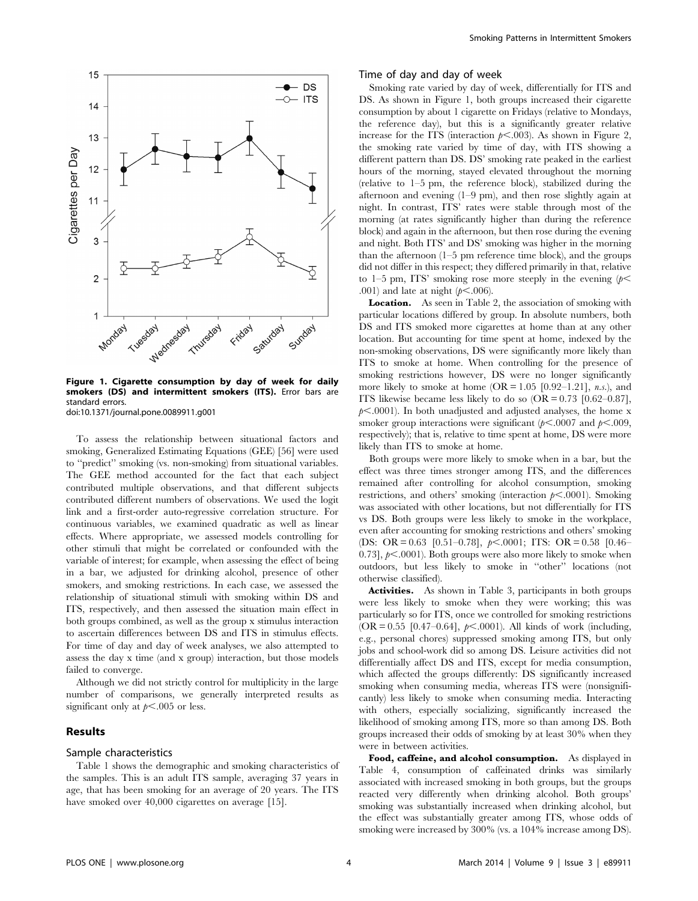15

14

13

12

11

3

2

1

Cigarettes per Day

DS

ITS

Monday Tuesday Wednesday Thursday Friday Saturday Sunday

**Figure 1. Cigarette consumption by day of week for daily smokers (DS) and intermittent smokers (ITS).** Error bars are standard errors.
doi:10.1371/journal.pone.0089911.g001

To assess the relationship between situational factors and smoking, Generalized Estimating Equations (GEE) [56] were used to "predict" smoking (vs. non-smoking) from situational variables. The GEE method accounted for the fact that each subject contributed multiple observations, and that different subjects contributed different numbers of observations. We used the logit link and a first-order auto-regressive correlation structure. For continuous variables, we examined quadratic as well as linear effects. Where appropriate, we assessed models controlling for other stimuli that might be correlated or confounded with the variable of interest; for example, when assessing the effect of being in a bar, we adjusted for drinking alcohol, presence of other smokers, and smoking restrictions. In each case, we assessed the relationship of situational stimuli with smoking within DS and ITS, respectively, and then assessed the situation main effect in both groups combined, as well as the group x stimulus interaction to ascertain differences between DS and ITS in stimulus effects. For time of day and day of week analyses, we also attempted to assess the day x time (and x group) interaction, but those models failed to converge.

Although we did not strictly control for multiplicity in the large number of comparisons, we generally interpreted results as significant only at $p<.005$ or less.

## Results

### Sample characteristics

Table 1 shows the demographic and smoking characteristics of the samples. This is an adult ITS sample, averaging 37 years in age, that has been smoking for an average of 20 years. The ITS have smoked over 40,000 cigarettes on average [15].

### Time of day and day of week

Smoking rate varied by day of week, differentially for ITS and DS. As shown in Figure 1, both groups increased their cigarette consumption by about 1 cigarette on Fridays (relative to Mondays, the reference day), but this is a significantly greater relative increase for the ITS (interaction $p<.003$). As shown in Figure 2, the smoking rate varied by time of day, with ITS showing a different pattern than DS. DS' smoking rate peaked in the earliest hours of the morning, stayed elevated throughout the morning (relative to 1–5 pm, the reference block), stabilized during the afternoon and evening (1–9 pm), and then rose slightly again at night. In contrast, ITS' rates were stable through most of the morning (at rates significantly higher than during the reference block) and again in the afternoon, but then rose during the evening and night. Both ITS' and DS' smoking was higher in the morning than the afternoon (1–5 pm reference time block), and the groups did not differ in this respect; they differed primarily in that, relative to 1–5 pm, ITS' smoking rose more steeply in the evening ($p<.001$) and late at night ($p<.006$).

**Location.** As seen in Table 2, the association of smoking with particular locations differed by group. In absolute numbers, both DS and ITS smoked more cigarettes at home than at any other location. But accounting for time spent at home, indexed by the non-smoking observations, DS were significantly more likely than ITS to smoke at home. When controlling for the presence of smoking restrictions however, DS were no longer significantly more likely to smoke at home (OR = 1.05 [0.92–1.21], *n.s.*), and ITS likewise became less likely to do so (OR = 0.73 [0.62–0.87], $p<.0001$). In both unadjusted and adjusted analyses, the home x smoker group interactions were significant ($p<.0007$ and $p<.009$, respectively); that is, relative to time spent at home, DS were more likely than ITS to smoke at home.

Both groups were more likely to smoke when in a bar, but the effect was three times stronger among ITS, and the differences remained after controlling for alcohol consumption, smoking restrictions, and others' smoking (interaction $p<.0001$). Smoking was associated with other locations, but not differentially for ITS vs DS. Both groups were less likely to smoke in the workplace, even after accounting for smoking restrictions and others' smoking (DS: OR = 0.63 [0.51–0.78], $p<.0001$; ITS: OR = 0.58 [0.46–0.73], $p<.0001$). Both groups were also more likely to smoke when outdoors, but less likely to smoke in "other" locations (not otherwise classified).

**Activities.** As shown in Table 3, participants in both groups were less likely to smoke when they were working; this was particularly so for ITS, once we controlled for smoking restrictions (OR = 0.55 [0.47–0.64], $p<.0001$). All kinds of work (including, e.g., personal chores) suppressed smoking among ITS, but only jobs and school-work did so among DS. Leisure activities did not differentially affect DS and ITS, except for media consumption, which affected the groups differently: DS significantly increased smoking when consuming media, whereas ITS were (nonsignificantly) less likely to smoke when consuming media. Interacting with others, especially socializing, significantly increased the likelihood of smoking among ITS, more so than among DS. Both groups increased their odds of smoking by at least 30% when they were in between activities.

**Food, caffeine, and alcohol consumption.** As displayed in Table 4, consumption of caffeinated drinks was similarly associated with increased smoking in both groups, but the groups reacted very differently when drinking alcohol. Both groups' smoking was substantially increased when drinking alcohol, but the effect was substantially greater among ITS, whose odds of smoking were increased by 300% (vs. a 104% increase among DS).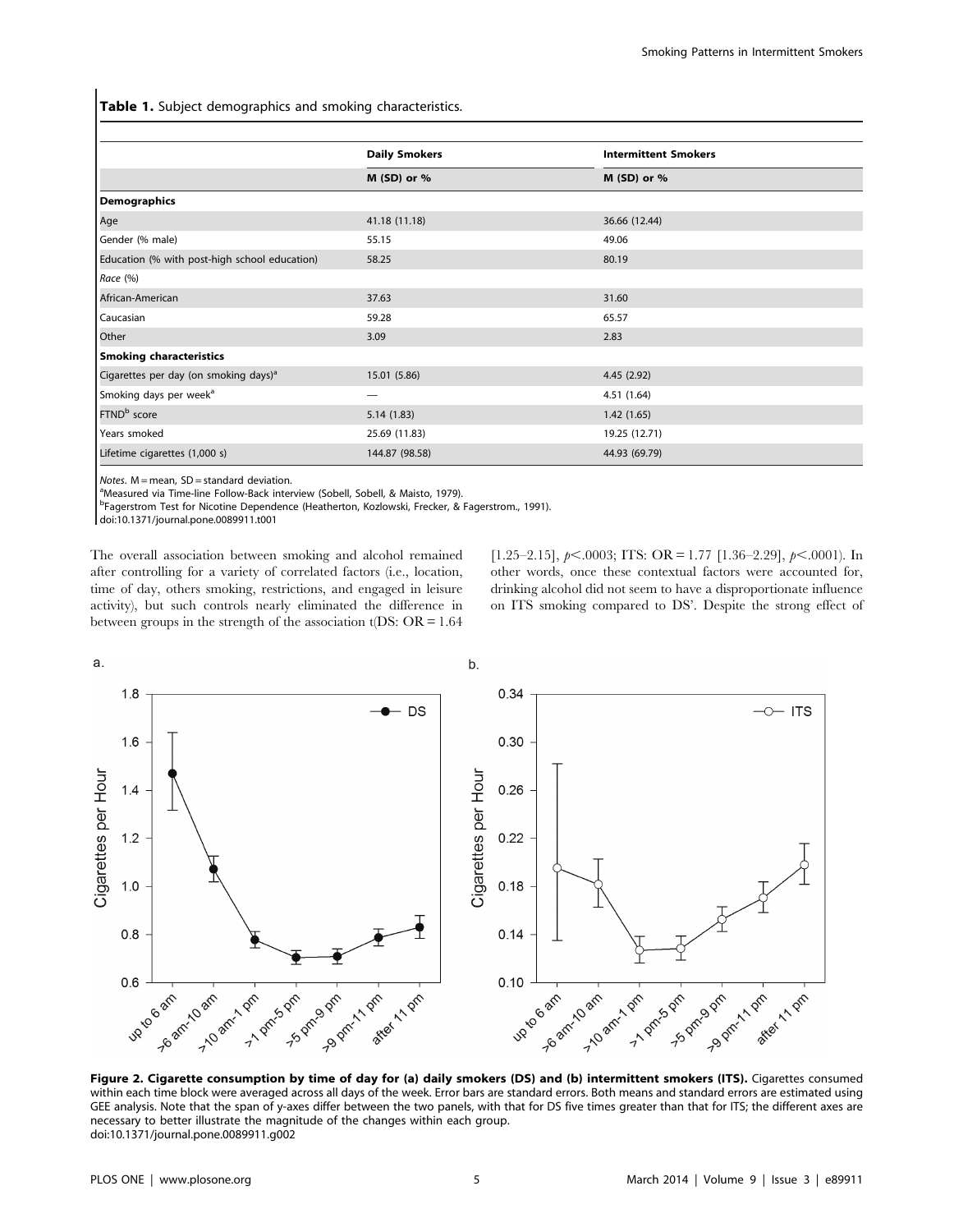**Table 1.** Subject demographics and smoking characteristics.

| | Daily Smokers | Intermittent Smokers |
|---|---|---|
| | M (SD) or % | M (SD) or % |
| **Demographics** | | |
| Age | 41.18 (11.18) | 36.66 (12.44) |
| Gender (% male) | 55.15 | 49.06 |
| Education (% with post-high school education) | 58.25 | 80.19 |
| *Race* (%) | | |
| African-American | 37.63 | 31.60 |
| Caucasian | 59.28 | 65.57 |
| Other | 3.09 | 2.83 |
| **Smoking characteristics** | | |
| Cigarettes per day (on smoking days)[a] | 15.01 (5.86) | 4.45 (2.92) |
| Smoking days per week[a] | — | 4.51 (1.64) |
| FTND[b] score | 5.14 (1.83) | 1.42 (1.65) |
| Years smoked | 25.69 (11.83) | 19.25 (12.71) |
| Lifetime cigarettes (1,000 s) | 144.87 (98.58) | 44.93 (69.79) |

*Notes.* M = mean, SD = standard deviation.
[a]Measured via Time-line Follow-Back interview (Sobell, Sobell, & Maisto, 1979).
[b]Fagerstrom Test for Nicotine Dependence (Heatherton, Kozlowski, Frecker, & Fagerstrom., 1991).
doi:10.1371/journal.pone.0089911.t001

The overall association between smoking and alcohol remained after controlling for a variety of correlated factors (i.e., location, time of day, others smoking, restrictions, and engaged in leisure activity), but such controls nearly eliminated the difference in between groups in the strength of the association t(DS: OR = 1.64 [1.25–2.15], $p<.0003$; ITS: OR = 1.77 [1.36–2.29], $p<.0001$). In other words, once these contextual factors were accounted for, drinking alcohol did not seem to have a disproportionate influence on ITS smoking compared to DS'. Despite the strong effect of

a.

DS

Cigarettes per Hour

1.8
1.6
1.4
1.2
1.0
0.8
0.6

up to 6 am
>6 am-10 am
>10 am-1 pm
>1 pm-5 pm
>5 pm-9 pm
>9 pm-11 pm
after 11 pm

b.

ITS

Cigarettes per Hour

0.34
0.30
0.26
0.22
0.18
0.14
0.10

up to 6 am
>6 am-10 am
>10 am-1 pm
>1 pm-5 pm
>5 pm-9 pm
>9 pm-11 pm
after 11 pm

**Figure 2. Cigarette consumption by time of day for (a) daily smokers (DS) and (b) intermittent smokers (ITS).** Cigarettes consumed within each time block were averaged across all days of the week. Error bars are standard errors. Both means and standard errors are estimated using GEE analysis. Note that the span of y-axes differ between the two panels, with that for DS five times greater than that for ITS; the different axes are necessary to better illustrate the magnitude of the changes within each group.
doi:10.1371/journal.pone.0089911.g002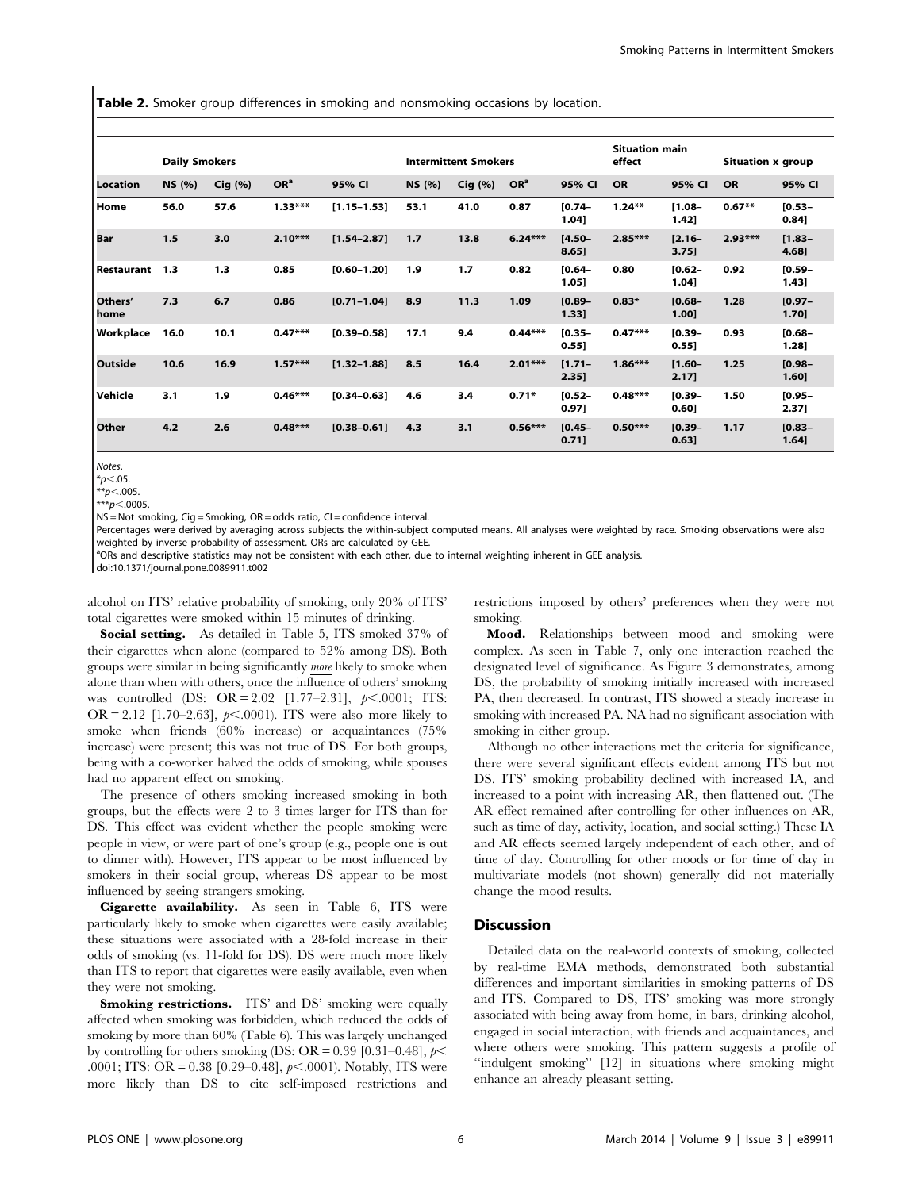**Table 2.** Smoker group differences in smoking and nonsmoking occasions by location.

| | Daily Smokers | | | | Intermittent Smokers | | | | Situation main effect | | Situation x group | |
|---|---|---|---|---|---|---|---|---|---|---|---|---|
| **Location** | **NS (%)** | **Cig (%)** | **OR[a]** | **95% CI** | **NS (%)** | **Cig (%)** | **OR[a]** | **95% CI** | **OR** | **95% CI** | **OR** | **95% CI** |
| **Home** | 56.0 | 57.6 | 1.33*** | [1.15–1.53] | 53.1 | 41.0 | 0.87 | [0.74–1.04] | 1.24** | [1.08–1.42] | 0.67** | [0.53–0.84] |
| **Bar** | 1.5 | 3.0 | 2.10*** | [1.54–2.87] | 1.7 | 13.8 | 6.24*** | [4.50–8.65] | 2.85*** | [2.16–3.75] | 2.93*** | [1.83–4.68] |
| **Restaurant** | 1.3 | 1.3 | 0.85 | [0.60–1.20] | 1.9 | 1.7 | 0.82 | [0.64–1.05] | 0.80 | [0.62–1.04] | 0.92 | [0.59–1.43] |
| **Others' home** | 7.3 | 6.7 | 0.86 | [0.71–1.04] | 8.9 | 11.3 | 1.09 | [0.89–1.33] | 0.83* | [0.68–1.00] | 1.28 | [0.97–1.70] |
| **Workplace** | 16.0 | 10.1 | 0.47*** | [0.39–0.58] | 17.1 | 9.4 | 0.44*** | [0.35–0.55] | 0.47*** | [0.39–0.55] | 0.93 | [0.68–1.28] |
| **Outside** | 10.6 | 16.9 | 1.57*** | [1.32–1.88] | 8.5 | 16.4 | 2.01*** | [1.71–2.35] | 1.86*** | [1.60–2.17] | 1.25 | [0.98–1.60] |
| **Vehicle** | 3.1 | 1.9 | 0.46*** | [0.34–0.63] | 4.6 | 3.4 | 0.71* | [0.52–0.97] | 0.48*** | [0.39–0.60] | 1.50 | [0.95–2.37] |
| **Other** | 4.2 | 2.6 | 0.48*** | [0.38–0.61] | 4.3 | 3.1 | 0.56*** | [0.45–0.71] | 0.50*** | [0.39–0.63] | 1.17 | [0.83–1.64] |

*Notes.*
*$p<.05$.
**$p<.005$.
***$p<.0005$.
NS = Not smoking, Cig = Smoking, OR = odds ratio, CI = confidence interval.
Percentages were derived by averaging across subjects the within-subject computed means. All analyses were weighted by race. Smoking observations were also weighted by inverse probability of assessment. ORs are calculated by GEE.
[a]ORs and descriptive statistics may not be consistent with each other, due to internal weighting inherent in GEE analysis.
doi:10.1371/journal.pone.0089911.t002

alcohol on ITS' relative probability of smoking, only 20% of ITS' total cigarettes were smoked within 15 minutes of drinking.

**Social setting.** As detailed in Table 5, ITS smoked 37% of their cigarettes when alone (compared to 52% among DS). Both groups were similar in being significantly *more* likely to smoke when alone than when with others, once the influence of others' smoking was controlled (DS: OR = 2.02 [1.77–2.31], $p<.0001$; ITS: OR = 2.12 [1.70–2.63], $p<.0001$). ITS were also more likely to smoke when friends (60% increase) or acquaintances (75% increase) were present; this was not true of DS. For both groups, being with a co-worker halved the odds of smoking, while spouses had no apparent effect on smoking.

The presence of others smoking increased smoking in both groups, but the effects were 2 to 3 times larger for ITS than for DS. This effect was evident whether the people smoking were people in view, or were part of one's group (e.g., people one is out to dinner with). However, ITS appear to be most influenced by smokers in their social group, whereas DS appear to be most influenced by seeing strangers smoking.

**Cigarette availability.** As seen in Table 6, ITS were particularly likely to smoke when cigarettes were easily available; these situations were associated with a 28-fold increase in their odds of smoking (vs. 11-fold for DS). DS were much more likely than ITS to report that cigarettes were easily available, even when they were not smoking.

**Smoking restrictions.** ITS' and DS' smoking were equally affected when smoking was forbidden, which reduced the odds of smoking by more than 60% (Table 6). This was largely unchanged by controlling for others smoking (DS: OR = 0.39 [0.31–0.48], $p<.0001$; ITS: OR = 0.38 [0.29–0.48], $p<.0001$). Notably, ITS were more likely than DS to cite self-imposed restrictions and restrictions imposed by others' preferences when they were not smoking.

**Mood.** Relationships between mood and smoking were complex. As seen in Table 7, only one interaction reached the designated level of significance. As Figure 3 demonstrates, among DS, the probability of smoking initially increased with increased PA, then decreased. In contrast, ITS showed a steady increase in smoking with increased PA. NA had no significant association with smoking in either group.

Although no other interactions met the criteria for significance, there were several significant effects evident among ITS but not DS. ITS' smoking probability declined with increased IA, and increased to a point with increasing AR, then flattened out. (The AR effect remained after controlling for other influences on AR, such as time of day, activity, location, and social setting.) These IA and AR effects seemed largely independent of each other, and of time of day. Controlling for other moods or for time of day in multivariate models (not shown) generally did not materially change the mood results.

## Discussion

Detailed data on the real-world contexts of smoking, collected by real-time EMA methods, demonstrated both substantial differences and important similarities in smoking patterns of DS and ITS. Compared to DS, ITS' smoking was more strongly associated with being away from home, in bars, drinking alcohol, engaged in social interaction, with friends and acquaintances, and where others were smoking. This pattern suggests a profile of "indulgent smoking" [12] in situations where smoking might enhance an already pleasant setting.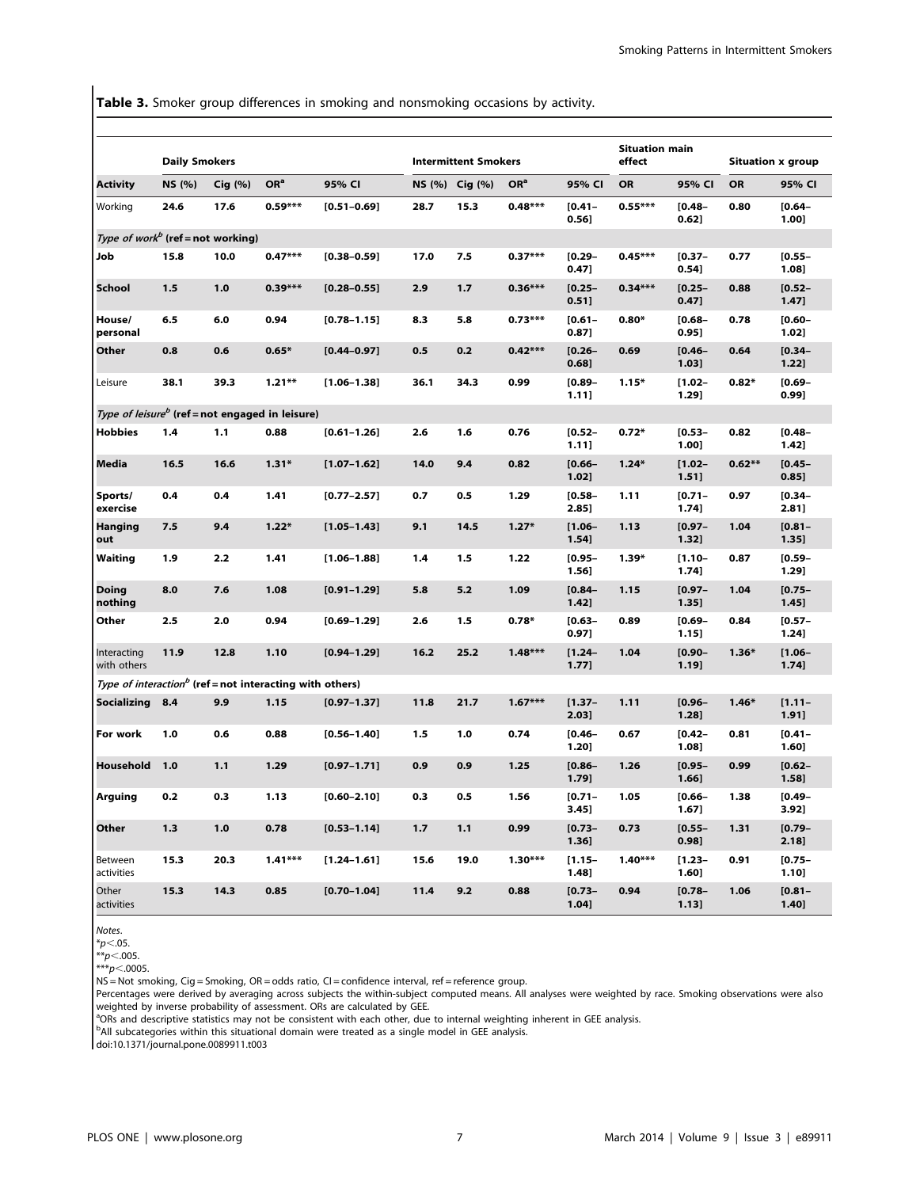**Table 3.** Smoker group differences in smoking and nonsmoking occasions by activity.

| | Daily Smokers | | | | Intermittent Smokers | | | | Situation main effect | | Situation x group | |
|---|---|---|---|---|---|---|---|---|---|---|---|---|
| **Activity** | **NS (%)** | **Cig (%)** | **OR[a]** | **95% CI** | **NS (%)** | **Cig (%)** | **OR[a]** | **95% CI** | **OR** | **95% CI** | **OR** | **95% CI** |
| Working | **24.6** | **17.6** | **0.59*****| **[0.51–0.69]** | **28.7** | **15.3** | **0.48*****| **[0.41–0.56]** | **0.55***** | **[0.48–0.62]** | **0.80** | **[0.64–1.00]** |
| *Type of work[b]* **(ref = not working)** | | | | | | | | | | | | |
| **Job** | **15.8** | **10.0** | **0.47*****| **[0.38–0.59]** | **17.0** | **7.5** | **0.37*****| **[0.29–0.47]** | **0.45*****| **[0.37–0.54]** | **0.77** | **[0.55–1.08]** |
| **School** | **1.5** | **1.0** | **0.39***** | **[0.28–0.55]** | **2.9** | **1.7** | **0.36***** | **[0.25–0.51]** | **0.34***** | **[0.25–0.47]** | **0.88** | **[0.52–1.47]** |
| **House/ personal** | **6.5** | **6.0** | **0.94** | **[0.78–1.15]** | **8.3** | **5.8** | **0.73***** | **[0.61–0.87]** | **0.80*** | **[0.68–0.95]** | **0.78** | **[0.60–1.02]** |
| **Other** | **0.8** | **0.6** | **0.65*** | **[0.44–0.97]** | **0.5** | **0.2** | **0.42***** | **[0.26–0.68]** | **0.69** | **[0.46–1.03]** | **0.64** | **[0.34–1.22]** |
| Leisure | **38.1** | **39.3** | **1.21**** | **[1.06–1.38]** | **36.1** | **34.3** | **0.99** | **[0.89–1.11]** | **1.15*** | **[1.02–1.29]** | **0.82*** | **[0.69–0.99]** |
| *Type of leisure[b]* **(ref = not engaged in leisure)** | | | | | | | | | | | | |
| **Hobbies** | **1.4** | **1.1** | **0.88** | **[0.61–1.26]** | **2.6** | **1.6** | **0.76** | **[0.52–1.11]** | **0.72*** | **[0.53–1.00]** | **0.82** | **[0.48–1.42]** |
| **Media** | **16.5** | **16.6** | **1.31*** | **[1.07–1.62]** | **14.0** | **9.4** | **0.82** | **[0.66–1.02]** | **1.24*** | **[1.02–1.51]** | **0.62**** | **[0.45–0.85]** |
| **Sports/ exercise** | **0.4** | **0.4** | **1.41** | **[0.77–2.57]** | **0.7** | **0.5** | **1.29** | **[0.58–2.85]** | **1.11** | **[0.71–1.74]** | **0.97** | **[0.34–2.81]** |
| **Hanging out** | **7.5** | **9.4** | **1.22*** | **[1.05–1.43]** | **9.1** | **14.5** | **1.27*** | **[1.06–1.54]** | **1.13** | **[0.97–1.32]** | **1.04** | **[0.81–1.35]** |
| **Waiting** | **1.9** | **2.2** | **1.41** | **[1.06–1.88]** | **1.4** | **1.5** | **1.22** | **[0.95–1.56]** | **1.39*** | **[1.10–1.74]** | **0.87** | **[0.59–1.29]** |
| **Doing nothing** | **8.0** | **7.6** | **1.08** | **[0.91–1.29]** | **5.8** | **5.2** | **1.09** | **[0.84–1.42]** | **1.15** | **[0.97–1.35]** | **1.04** | **[0.75–1.45]** |
| **Other** | **2.5** | **2.0** | **0.94** | **[0.69–1.29]** | **2.6** | **1.5** | **0.78*** | **[0.63–0.97]** | **0.89** | **[0.69–1.15]** | **0.84** | **[0.57–1.24]** |
| Interacting with others | **11.9** | **12.8** | **1.10** | **[0.94–1.29]** | **16.2** | **25.2** | **1.48*****| **[1.24–1.77]** | **1.04** | **[0.90–1.19]** | **1.36*** | **[1.06–1.74]** |
| *Type of interaction[b]* **(ref = not interacting with others)** | | | | | | | | | | | | |
| **Socializing** | **8.4** | **9.9** | **1.15** | **[0.97–1.37]** | **11.8** | **21.7** | **1.67***** | **[1.37–2.03]** | **1.11** | **[0.96–1.28]** | **1.46*** | **[1.11–1.91]** |
| **For work** | **1.0** | **0.6** | **0.88** | **[0.56–1.40]** | **1.5** | **1.0** | **0.74** | **[0.46–1.20]** | **0.67** | **[0.42–1.08]** | **0.81** | **[0.41–1.60]** |
| **Household** | **1.0** | **1.1** | **1.29** | **[0.97–1.71]** | **0.9** | **0.9** | **1.25** | **[0.86–1.79]** | **1.26** | **[0.95–1.66]** | **0.99** | **[0.62–1.58]** |
| **Arguing** | **0.2** | **0.3** | **1.13** | **[0.60–2.10]** | **0.3** | **0.5** | **1.56** | **[0.71–3.45]** | **1.05** | **[0.66–1.67]** | **1.38** | **[0.49–3.92]** |
| **Other** | **1.3** | **1.0** | **0.78** | **[0.53–1.14]** | **1.7** | **1.1** | **0.99** | **[0.73–1.36]** | **0.73** | **[0.55–0.98]** | **1.31** | **[0.79–2.18]** |
| Between activities | **15.3** | **20.3** | **1.41***** | **[1.24–1.61]** | **15.6** | **19.0** | **1.30***** | **[1.15–1.48]** | **1.40***** | **[1.23–1.60]** | **0.91** | **[0.75–1.10]** |
| Other activities | **15.3** | **14.3** | **0.85** | **[0.70–1.04]** | **11.4** | **9.2** | **0.88** | **[0.73–1.04]** | **0.94** | **[0.78–1.13]** | **1.06** | **[0.81–1.40]** |

*Notes.*
*$p<.05$.
**$p<.005$.
***$p<.0005$.
NS = Not smoking, Cig = Smoking, OR = odds ratio, CI = confidence interval, ref = reference group.
Percentages were derived by averaging across subjects the within-subject computed means. All analyses were weighted by race. Smoking observations were also weighted by inverse probability of assessment. ORs are calculated by GEE.
[a]ORs and descriptive statistics may not be consistent with each other, due to internal weighting inherent in GEE analysis.
[b]All subcategories within this situational domain were treated as a single model in GEE analysis.
doi:10.1371/journal.pone.0089911.t003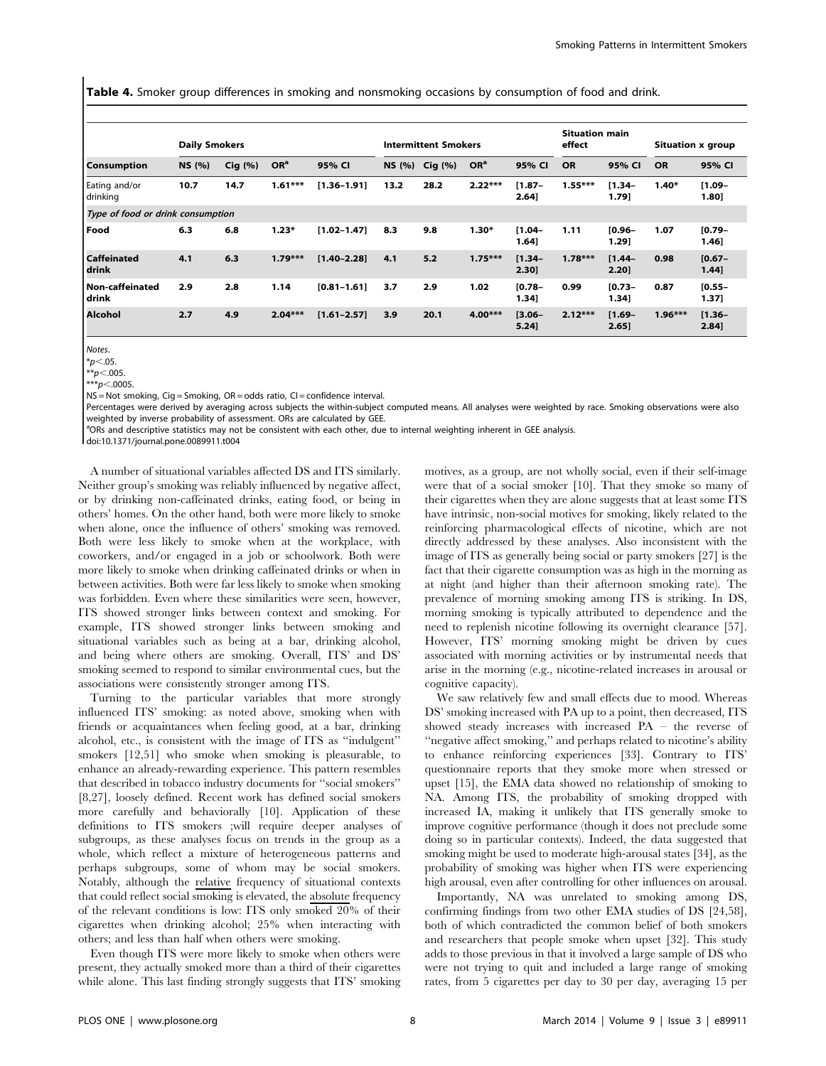**Table 4.** Smoker group differences in smoking and nonsmoking occasions by consumption of food and drink.

| | Daily Smokers | | | | Intermittent Smokers | | | | Situation main effect | | Situation x group | |
|---|---|---|---|---|---|---|---|---|---|---|---|---|
| **Consumption** | **NS (%)** | **Cig (%)** | **OR[a]** | **95% CI** | **NS (%)** | **Cig (%)** | **OR[a]** | **95% CI** | **OR** | **95% CI** | **OR** | **95% CI** |
| Eating and/or drinking | **10.7** | **14.7** | **1.61*** ** | **[1.36–1.91]** | **13.2** | **28.2** | **2.22*** ** | **[1.87–2.64]** | **1.55*** ** | **[1.34–1.79]** | **1.40*** | **[1.09–1.80]** |
| *Type of food or drink consumption* | | | | | | | | | | | | |
| **Food** | **6.3** | **6.8** | **1.23*** | **[1.02–1.47]** | **8.3** | **9.8** | **1.30*** | **[1.04–1.64]** | **1.11** | **[0.96–1.29]** | **1.07** | **[0.79–1.46]** |
| **Caffeinated drink** | **4.1** | **6.3** | **1.79*** ** | **[1.40–2.28]** | **4.1** | **5.2** | **1.75*** ** | **[1.34–2.30]** | **1.78*** ** | **[1.44–2.20]** | **0.98** | **[0.67–1.44]** |
| **Non-caffeinated drink** | **2.9** | **2.8** | **1.14** | **[0.81–1.61]** | **3.7** | **2.9** | **1.02** | **[0.78–1.34]** | **0.99** | **[0.73–1.34]** | **0.87** | **[0.55–1.37]** |
| **Alcohol** | **2.7** | **4.9** | **2.04*** ** | **[1.61–2.57]** | **3.9** | **20.1** | **4.00*** ** | **[3.06–5.24]** | **2.12*** ** | **[1.69–2.65]** | **1.96*** ** | **[1.36–2.84]** |

*Notes.*

*$p<.05$.

**$p<.005$.

***$p<.0005$.

NS = Not smoking, Cig = Smoking, OR = odds ratio, CI = confidence interval.

Percentages were derived by averaging across subjects the within-subject computed means. All analyses were weighted by race. Smoking observations were also weighted by inverse probability of assessment. ORs are calculated by GEE.

[a]ORs and descriptive statistics may not be consistent with each other, due to internal weighting inherent in GEE analysis.

doi:10.1371/journal.pone.0089911.t004

A number of situational variables affected DS and ITS similarly. Neither group's smoking was reliably influenced by negative affect, or by drinking non-caffeinated drinks, eating food, or being in others' homes. On the other hand, both were more likely to smoke when alone, once the influence of others' smoking was removed. Both were less likely to smoke when at the workplace, with coworkers, and/or engaged in a job or schoolwork. Both were more likely to smoke when drinking caffeinated drinks or when in between activities. Both were far less likely to smoke when smoking was forbidden. Even where these similarities were seen, however, ITS showed stronger links between context and smoking. For example, ITS showed stronger links between smoking and situational variables such as being at a bar, drinking alcohol, and being where others are smoking. Overall, ITS' and DS' smoking seemed to respond to similar environmental cues, but the associations were consistently stronger among ITS.

Turning to the particular variables that more strongly influenced ITS' smoking: as noted above, smoking when with friends or acquaintances when feeling good, at a bar, drinking alcohol, etc., is consistent with the image of ITS as "indulgent" smokers [12,51] who smoke when smoking is pleasurable, to enhance an already-rewarding experience. This pattern resembles that described in tobacco industry documents for "social smokers" [8,27], loosely defined. Recent work has defined social smokers more carefully and behaviorally [10]. Application of these definitions to ITS smokers ;will require deeper analyses of subgroups, as these analyses focus on trends in the group as a whole, which reflect a mixture of heterogeneous patterns and perhaps subgroups, some of whom may be social smokers. Notably, although the relative frequency of situational contexts that could reflect social smoking is elevated, the absolute frequency of the relevant conditions is low: ITS only smoked 20% of their cigarettes when drinking alcohol; 25% when interacting with others; and less than half when others were smoking.

Even though ITS were more likely to smoke when others were present, they actually smoked more than a third of their cigarettes while alone. This last finding strongly suggests that ITS' smoking motives, as a group, are not wholly social, even if their self-image were that of a social smoker [10]. That they smoke so many of their cigarettes when they are alone suggests that at least some ITS have intrinsic, non-social motives for smoking, likely related to the reinforcing pharmacological effects of nicotine, which are not directly addressed by these analyses. Also inconsistent with the image of ITS as generally being social or party smokers [27] is the fact that their cigarette consumption was as high in the morning as at night (and higher than their afternoon smoking rate). The prevalence of morning smoking among ITS is striking. In DS, morning smoking is typically attributed to dependence and the need to replenish nicotine following its overnight clearance [57]. However, ITS' morning smoking might be driven by cues associated with morning activities or by instrumental needs that arise in the morning (e.g., nicotine-related increases in arousal or cognitive capacity).

We saw relatively few and small effects due to mood. Whereas DS' smoking increased with PA up to a point, then decreased, ITS showed steady increases with increased PA – the reverse of "negative affect smoking," and perhaps related to nicotine's ability to enhance reinforcing experiences [33]. Contrary to ITS' questionnaire reports that they smoke more when stressed or upset [15], the EMA data showed no relationship of smoking to NA. Among ITS, the probability of smoking dropped with increased IA, making it unlikely that ITS generally smoke to improve cognitive performance (though it does not preclude some doing so in particular contexts). Indeed, the data suggested that smoking might be used to moderate high-arousal states [34], as the probability of smoking was higher when ITS were experiencing high arousal, even after controlling for other influences on arousal.

Importantly, NA was unrelated to smoking among DS, confirming findings from two other EMA studies of DS [24,58], both of which contradicted the common belief of both smokers and researchers that people smoke when upset [32]. This study adds to those previous in that it involved a large sample of DS who were not trying to quit and included a large range of smoking rates, from 5 cigarettes per day to 30 per day, averaging 15 per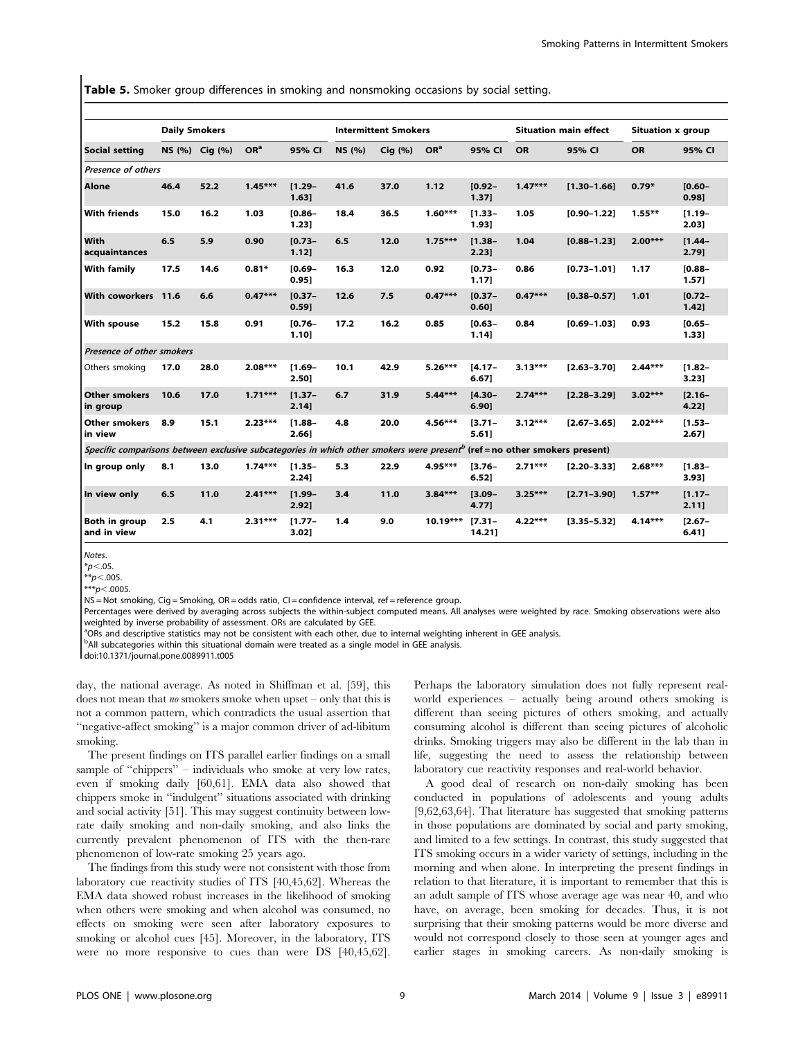**Table 5.** Smoker group differences in smoking and nonsmoking occasions by social setting.

| | Daily Smokers | | | | Intermittent Smokers | | | | Situation main effect | | Situation x group | |
|---|---|---|---|---|---|---|---|---|---|---|---|---|
| Social setting | NS (%) | Cig (%) | OR[a] | 95% CI | NS (%) | Cig (%) | OR[a] | 95% CI | OR | 95% CI | OR | 95% CI |
| *Presence of others* | | | | | | | | | | | | |
| **Alone** | 46.4 | 52.2 | 1.45*** | [1.29–1.63] | 41.6 | 37.0 | 1.12 | [0.92–1.37] | 1.47*** | [1.30–1.66] | 0.79* | [0.60–0.98] |
| **With friends** | 15.0 | 16.2 | 1.03 | [0.86–1.23] | 18.4 | 36.5 | 1.60*** | [1.33–1.93] | 1.05 | [0.90–1.22] | 1.55** | [1.19–2.03] |
| **With acquaintances** | 6.5 | 5.9 | 0.90 | [0.73–1.12] | 6.5 | 12.0 | 1.75*** | [1.38–2.23] | 1.04 | [0.88–1.23] | 2.00*** | [1.44–2.79] |
| **With family** | 17.5 | 14.6 | 0.81* | [0.69–0.95] | 16.3 | 12.0 | 0.92 | [0.73–1.17] | 0.86 | [0.73–1.01] | 1.17 | [0.88–1.57] |
| **With coworkers** | 11.6 | 6.6 | 0.47*** | [0.37–0.59] | 12.6 | 7.5 | 0.47*** | [0.37–0.60] | 0.47*** | [0.38–0.57] | 1.01 | [0.72–1.42] |
| **With spouse** | 15.2 | 15.8 | 0.91 | [0.76–1.10] | 17.2 | 16.2 | 0.85 | [0.63–1.14] | 0.84 | [0.69–1.03] | 0.93 | [0.65–1.33] |
| *Presence of other smokers* | | | | | | | | | | | | |
| Others smoking | 17.0 | 28.0 | 2.08*** | [1.69–2.50] | 10.1 | 42.9 | 5.26*** | [4.17–6.67] | 3.13*** | [2.63–3.70] | 2.44*** | [1.82–3.23] |
| **Other smokers in group** | 10.6 | 17.0 | 1.71*** | [1.37–2.14] | 6.7 | 31.9 | 5.44*** | [4.30–6.90] | 2.74*** | [2.28–3.29] | 3.02*** | [2.16–4.22] |
| **Other smokers in view** | 8.9 | 15.1 | 2.23*** | [1.88–2.66] | 4.8 | 20.0 | 4.56*** | [3.71–5.61] | 3.12*** | [2.67–3.65] | 2.02*** | [1.53–2.67] |
| *Specific comparisons between exclusive subcategories in which other smokers were present*[b] **(ref = no other smokers present)** | | | | | | | | | | | | |
| **In group only** | 8.1 | 13.0 | 1.74*** | [1.35–2.24] | 5.3 | 22.9 | 4.95*** | [3.76–6.52] | 2.71*** | [2.20–3.33] | 2.68*** | [1.83–3.93] |
| **In view only** | 6.5 | 11.0 | 2.41*** | [1.99–2.92] | 3.4 | 11.0 | 3.84*** | [3.09–4.77] | 3.25*** | [2.71–3.90] | 1.57** | [1.17–2.11] |
| **Both in group and in view** | 2.5 | 4.1 | 2.31*** | [1.77–3.02] | 1.4 | 9.0 | 10.19*** | [7.31–14.21] | 4.22*** | [3.35–5.32] | 4.14*** | [2.67–6.41] |

*Notes.*
*$p<.05$.
**$p<.005$.
***$p<.0005$.
NS = Not smoking, Cig = Smoking, OR = odds ratio, CI = confidence interval, ref = reference group.
Percentages were derived by averaging across subjects the within-subject computed means. All analyses were weighted by race. Smoking observations were also weighted by inverse probability of assessment. ORs are calculated by GEE.
[a]ORs and descriptive statistics may not be consistent with each other, due to internal weighting inherent in GEE analysis.
[b]All subcategories within this situational domain were treated as a single model in GEE analysis.
doi:10.1371/journal.pone.0089911.t005

day, the national average. As noted in Shiffman et al. [59], this does not mean that *no* smokers smoke when upset – only that this is not a common pattern, which contradicts the usual assertion that "negative-affect smoking" is a major common driver of ad-libitum smoking.

The present findings on ITS parallel earlier findings on a small sample of "chippers" – individuals who smoke at very low rates, even if smoking daily [60,61]. EMA data also showed that chippers smoke in "indulgent" situations associated with drinking and social activity [51]. This may suggest continuity between low-rate daily smoking and non-daily smoking, and also links the currently prevalent phenomenon of ITS with the then-rare phenomenon of low-rate smoking 25 years ago.

The findings from this study were not consistent with those from laboratory cue reactivity studies of ITS [40,45,62]. Whereas the EMA data showed robust increases in the likelihood of smoking when others were smoking and when alcohol was consumed, no effects on smoking were seen after laboratory exposures to smoking or alcohol cues [45]. Moreover, in the laboratory, ITS were no more responsive to cues than were DS [40,45,62]. Perhaps the laboratory simulation does not fully represent real-world experiences – actually being around others smoking is different than seeing pictures of others smoking, and actually consuming alcohol is different than seeing pictures of alcoholic drinks. Smoking triggers may also be different in the lab than in life, suggesting the need to assess the relationship between laboratory cue reactivity responses and real-world behavior.

A good deal of research on non-daily smoking has been conducted in populations of adolescents and young adults [9,62,63,64]. That literature has suggested that smoking patterns in those populations are dominated by social and party smoking, and limited to a few settings. In contrast, this study suggested that ITS smoking occurs in a wider variety of settings, including in the morning and when alone. In interpreting the present findings in relation to that literature, it is important to remember that this is an adult sample of ITS whose average age was near 40, and who have, on average, been smoking for decades. Thus, it is not surprising that their smoking patterns would be more diverse and would not correspond closely to those seen at younger ages and earlier stages in smoking careers. As non-daily smoking is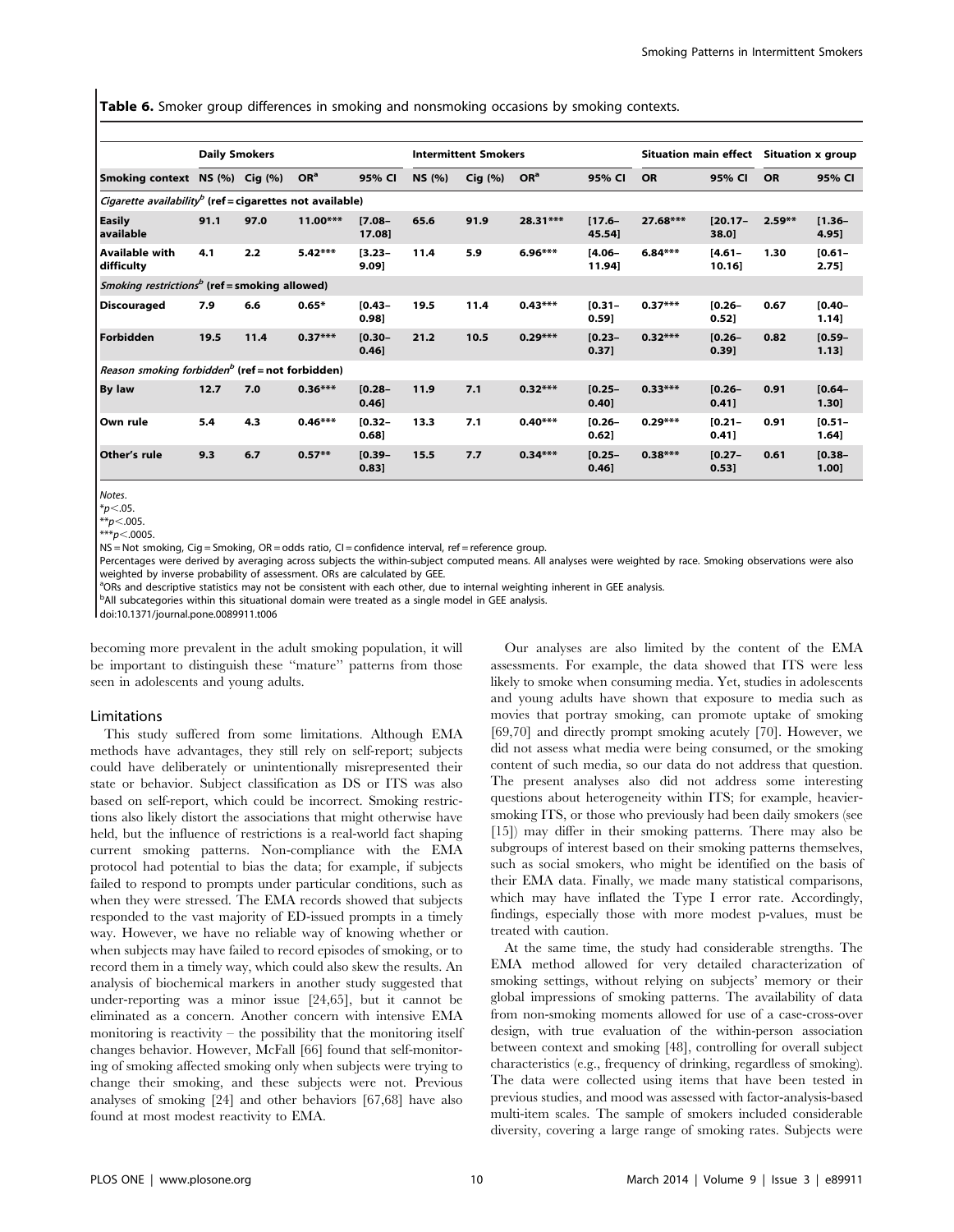**Table 6.** Smoker group differences in smoking and nonsmoking occasions by smoking contexts.

| | Daily Smokers | | | | Intermittent Smokers | | | | Situation main effect | | Situation x group | |
|---|---|---|---|---|---|---|---|---|---|---|---|---|
| **Smoking context** | **NS (%)** | **Cig (%)** | **OR[a]** | **95% CI** | **NS (%)** | **Cig (%)** | **OR[a]** | **95% CI** | **OR** | **95% CI** | **OR** | **95% CI** |
| *Cigarette availability*[b] **(ref = cigarettes not available)** | | | | | | | | | | | | |
| **Easily available** | 91.1 | 97.0 | 11.00*** | [7.08–17.08] | 65.6 | 91.9 | 28.31*** | [17.6–45.54] | 27.68*** | [20.17–38.0] | 2.59** | [1.36–4.95] |
| **Available with difficulty** | 4.1 | 2.2 | 5.42*** | [3.23–9.09] | 11.4 | 5.9 | 6.96*** | [4.06–11.94] | 6.84*** | [4.61–10.16] | 1.30 | [0.61–2.75] |
| *Smoking restrictions*[b] **(ref = smoking allowed)** | | | | | | | | | | | | |
| **Discouraged** | 7.9 | 6.6 | 0.65* | [0.43–0.98] | 19.5 | 11.4 | 0.43*** | [0.31–0.59] | 0.37*** | [0.26–0.52] | 0.67 | [0.40–1.14] |
| **Forbidden** | 19.5 | 11.4 | 0.37*** | [0.30–0.46] | 21.2 | 10.5 | 0.29*** | [0.23–0.37] | 0.32*** | [0.26–0.39] | 0.82 | [0.59–1.13] |
| *Reason smoking forbidden*[b] **(ref = not forbidden)** | | | | | | | | | | | | |
| **By law** | 12.7 | 7.0 | 0.36*** | [0.28–0.46] | 11.9 | 7.1 | 0.32*** | [0.25–0.40] | 0.33*** | [0.26–0.41] | 0.91 | [0.64–1.30] |
| **Own rule** | 5.4 | 4.3 | 0.46*** | [0.32–0.68] | 13.3 | 7.1 | 0.40*** | [0.26–0.62] | 0.29*** | [0.21–0.41] | 0.91 | [0.51–1.64] |
| **Other's rule** | 9.3 | 6.7 | 0.57** | [0.39–0.83] | 15.5 | 7.7 | 0.34*** | [0.25–0.46] | 0.38*** | [0.27–0.53] | 0.61 | [0.38–1.00] |

*Notes.*
*$p<.05$.
**$p<.005$.
***$p<.0005$.
NS = Not smoking, Cig = Smoking, OR = odds ratio, CI = confidence interval, ref = reference group.
Percentages were derived by averaging across subjects the within-subject computed means. All analyses were weighted by race. Smoking observations were also weighted by inverse probability of assessment. ORs are calculated by GEE.
[a]ORs and descriptive statistics may not be consistent with each other, due to internal weighting inherent in GEE analysis.
[b]All subcategories within this situational domain were treated as a single model in GEE analysis.
doi:10.1371/journal.pone.0089911.t006

becoming more prevalent in the adult smoking population, it will be important to distinguish these "mature" patterns from those seen in adolescents and young adults.

### Limitations

This study suffered from some limitations. Although EMA methods have advantages, they still rely on self-report; subjects could have deliberately or unintentionally misrepresented their state or behavior. Subject classification as DS or ITS was also based on self-report, which could be incorrect. Smoking restrictions also likely distort the associations that might otherwise have held, but the influence of restrictions is a real-world fact shaping current smoking patterns. Non-compliance with the EMA protocol had potential to bias the data; for example, if subjects failed to respond to prompts under particular conditions, such as when they were stressed. The EMA records showed that subjects responded to the vast majority of ED-issued prompts in a timely way. However, we have no reliable way of knowing whether or when subjects may have failed to record episodes of smoking, or to record them in a timely way, which could also skew the results. An analysis of biochemical markers in another study suggested that under-reporting was a minor issue [24,65], but it cannot be eliminated as a concern. Another concern with intensive EMA monitoring is reactivity – the possibility that the monitoring itself changes behavior. However, McFall [66] found that self-monitoring of smoking affected smoking only when subjects were trying to change their smoking, and these subjects were not. Previous analyses of smoking [24] and other behaviors [67,68] have also found at most modest reactivity to EMA.

Our analyses are also limited by the content of the EMA assessments. For example, the data showed that ITS were less likely to smoke when consuming media. Yet, studies in adolescents and young adults have shown that exposure to media such as movies that portray smoking, can promote uptake of smoking [69,70] and directly prompt smoking acutely [70]. However, we did not assess what media were being consumed, or the smoking content of such media, so our data do not address that question. The present analyses also did not address some interesting questions about heterogeneity within ITS; for example, heavier-smoking ITS, or those who previously had been daily smokers (see [15]) may differ in their smoking patterns. There may also be subgroups of interest based on their smoking patterns themselves, such as social smokers, who might be identified on the basis of their EMA data. Finally, we made many statistical comparisons, which may have inflated the Type I error rate. Accordingly, findings, especially those with more modest p-values, must be treated with caution.

At the same time, the study had considerable strengths. The EMA method allowed for very detailed characterization of smoking settings, without relying on subjects' memory or their global impressions of smoking patterns. The availability of data from non-smoking moments allowed for use of a case-cross-over design, with true evaluation of the within-person association between context and smoking [48], controlling for overall subject characteristics (e.g., frequency of drinking, regardless of smoking). The data were collected using items that have been tested in previous studies, and mood was assessed with factor-analysis-based multi-item scales. The sample of smokers included considerable diversity, covering a large range of smoking rates. Subjects were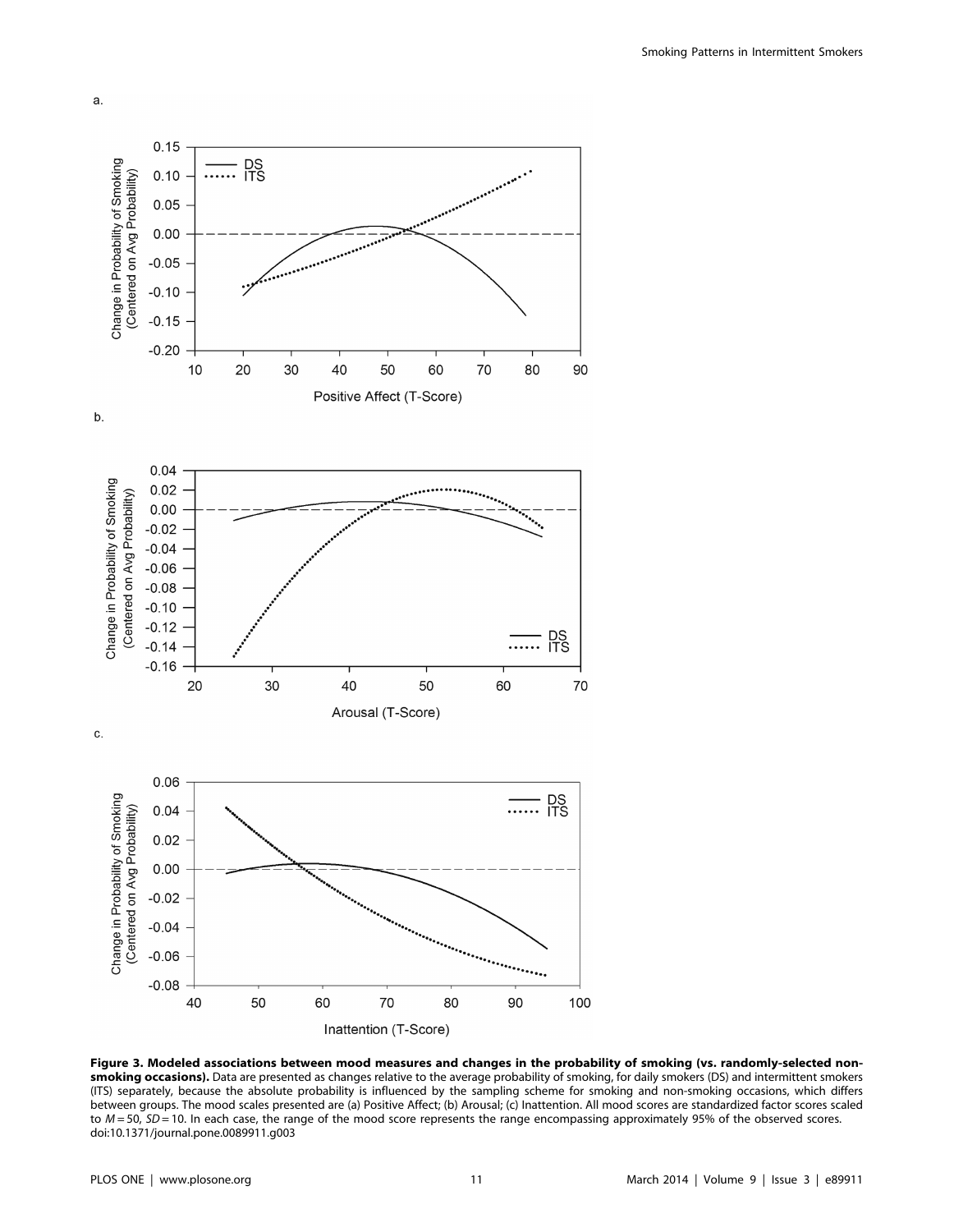a.

Change in Probability of Smoking (Centered on Avg Probability)

0.15
0.10
0.05
0.00
-0.05
-0.10
-0.15
-0.20

DS
ITS

10 20 30 40 50 60 70 80 90

Positive Affect (T-Score)

b.

Change in Probability of Smoking (Centered on Avg Probability)

0.04
0.02
0.00
-0.02
-0.04
-0.06
-0.08
-0.10
-0.12
-0.14
-0.16

DS
ITS

20 30 40 50 60 70

Arousal (T-Score)

c.

Change in Probability of Smoking (Centered on Avg Probability)

0.06
0.04
0.02
0.00
-0.02
-0.04
-0.06
-0.08

DS
ITS

40 50 60 70 80 90 100

Inattention (T-Score)

**Figure 3. Modeled associations between mood measures and changes in the probability of smoking (vs. randomly-selected non-smoking occasions).** Data are presented as changes relative to the average probability of smoking, for daily smokers (DS) and intermittent smokers (ITS) separately, because the absolute probability is influenced by the sampling scheme for smoking and non-smoking occasions, which differs between groups. The mood scales presented are (a) Positive Affect; (b) Arousal; (c) Inattention. All mood scores are standardized factor scores scaled to $M = 50$, $SD = 10$. In each case, the range of the mood score represents the range encompassing approximately 95% of the observed scores.
doi:10.1371/journal.pone.0089911.g003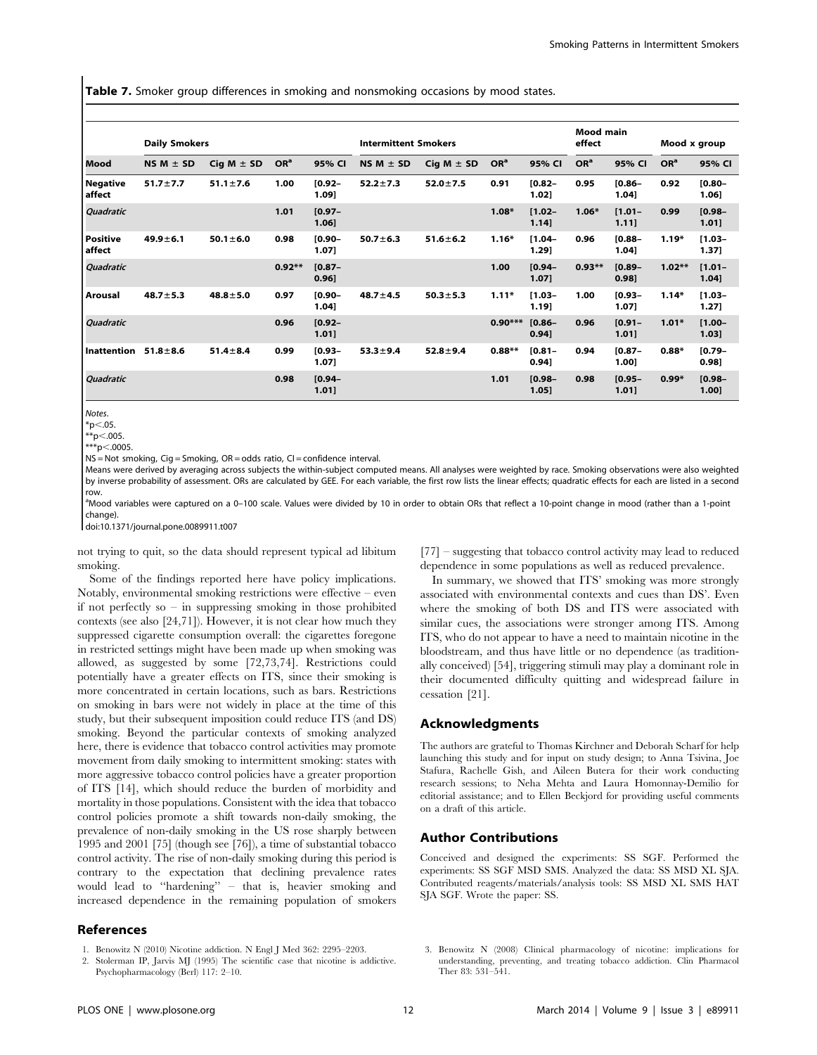**Table 7.** Smoker group differences in smoking and nonsmoking occasions by mood states.

| | Daily Smokers | | | | Intermittent Smokers | | | | Mood main effect | | Mood x group | |
|---|---|---|---|---|---|---|---|---|---|---|---|---|
| **Mood** | **NS M ± SD** | **Cig M ± SD** | **OR[a]** | **95% CI** | **NS M ± SD** | **Cig M ± SD** | **OR[a]** | **95% CI** | **OR[a]** | **95% CI** | **OR[a]** | **95% CI** |
| **Negative affect** | 51.7±7.7 | 51.1±7.6 | 1.00 | [0.92–1.09] | 52.2±7.3 | 52.0±7.5 | 0.91 | [0.82–1.02] | 0.95 | [0.86–1.04] | 0.92 | [0.80–1.06] |
| *Quadratic* | | | 1.01 | [0.97–1.06] | | | 1.08* | [1.02–1.14] | 1.06* | [1.01–1.11] | 0.99 | [0.98–1.01] |
| **Positive affect** | 49.9±6.1 | 50.1±6.0 | 0.98 | [0.90–1.07] | 50.7±6.3 | 51.6±6.2 | 1.16* | [1.04–1.29] | 0.96 | [0.88–1.04] | 1.19* | [1.03–1.37] |
| *Quadratic* | | | 0.92** | [0.87–0.96] | | | 1.00 | [0.94–1.07] | 0.93** | [0.89–0.98] | 1.02** | [1.01–1.04] |
| **Arousal** | 48.7±5.3 | 48.8±5.0 | 0.97 | [0.90–1.04] | 48.7±4.5 | 50.3±5.3 | 1.11* | [1.03–1.19] | 1.00 | [0.93–1.07] | 1.14* | [1.03–1.27] |
| *Quadratic* | | | 0.96 | [0.92–1.01] | | | 0.90*** | [0.86–0.94] | 0.96 | [0.91–1.01] | 1.01* | [1.00–1.03] |
| **Inattention** | 51.8±8.6 | 51.4±8.4 | 0.99 | [0.93–1.07] | 53.3±9.4 | 52.8±9.4 | 0.88** | [0.81–0.94] | 0.94 | [0.87–1.00] | 0.88* | [0.79–0.98] |
| *Quadratic* | | | 0.98 | [0.94–1.01] | | | 1.01 | [0.98–1.05] | 0.98 | [0.95–1.01] | 0.99* | [0.98–1.00] |

*Notes.*
*$p<.05$.
**$p<.005$.
***$p<.0005$.
NS = Not smoking, Cig = Smoking, OR = odds ratio, CI = confidence interval.
Means were derived by averaging across subjects the within-subject computed means. All analyses were weighted by race. Smoking observations were also weighted by inverse probability of assessment. ORs are calculated by GEE. For each variable, the first row lists the linear effects; quadratic effects for each are listed in a second row.
[a]Mood variables were captured on a 0–100 scale. Values were divided by 10 in order to obtain ORs that reflect a 10-point change in mood (rather than a 1-point change).
doi:10.1371/journal.pone.0089911.t007

not trying to quit, so the data should represent typical ad libitum smoking.

Some of the findings reported here have policy implications. Notably, environmental smoking restrictions were effective – even if not perfectly so – in suppressing smoking in those prohibited contexts (see also [24,71]). However, it is not clear how much they suppressed cigarette consumption overall: the cigarettes foregone in restricted settings might have been made up when smoking was allowed, as suggested by some [72,73,74]. Restrictions could potentially have a greater effects on ITS, since their smoking is more concentrated in certain locations, such as bars. Restrictions on smoking in bars were not widely in place at the time of this study, but their subsequent imposition could reduce ITS (and DS) smoking. Beyond the particular contexts of smoking analyzed here, there is evidence that tobacco control activities may promote movement from daily smoking to intermittent smoking: states with more aggressive tobacco control policies have a greater proportion of ITS [14], which should reduce the burden of morbidity and mortality in those populations. Consistent with the idea that tobacco control policies promote a shift towards non-daily smoking, the prevalence of non-daily smoking in the US rose sharply between 1995 and 2001 [75] (though see [76]), a time of substantial tobacco control activity. The rise of non-daily smoking during this period is contrary to the expectation that declining prevalence rates would lead to "hardening" – that is, heavier smoking and increased dependence in the remaining population of smokers [77] – suggesting that tobacco control activity may lead to reduced dependence in some populations as well as reduced prevalence.

In summary, we showed that ITS' smoking was more strongly associated with environmental contexts and cues than DS'. Even where the smoking of both DS and ITS were associated with similar cues, the associations were stronger among ITS. Among ITS, who do not appear to have a need to maintain nicotine in the bloodstream, and thus have little or no dependence (as traditionally conceived) [54], triggering stimuli may play a dominant role in their documented difficulty quitting and widespread failure in cessation [21].

## Acknowledgments

The authors are grateful to Thomas Kirchner and Deborah Scharf for help launching this study and for input on study design; to Anna Tsivina, Joe Stafura, Rachelle Gish, and Aileen Butera for their work conducting research sessions; to Neha Mehta and Laura Homonnay-Demilio for editorial assistance; and to Ellen Beckjord for providing useful comments on a draft of this article.

## Author Contributions

Conceived and designed the experiments: SS SGF. Performed the experiments: SS SGF MSD SMS. Analyzed the data: SS MSD XL SJA. Contributed reagents/materials/analysis tools: SS MSD XL SMS HAT SJA SGF. Wrote the paper: SS.

## References

1. Benowitz N (2010) Nicotine addiction. N Engl J Med 362: 2295–2203.
2. Stolerman IP, Jarvis MJ (1995) The scientific case that nicotine is addictive. Psychopharmacology (Berl) 117: 2–10.
3. Benowitz N (2008) Clinical pharmacology of nicotine: implications for understanding, preventing, and treating tobacco addiction. Clin Pharmacol Ther 83: 531–541.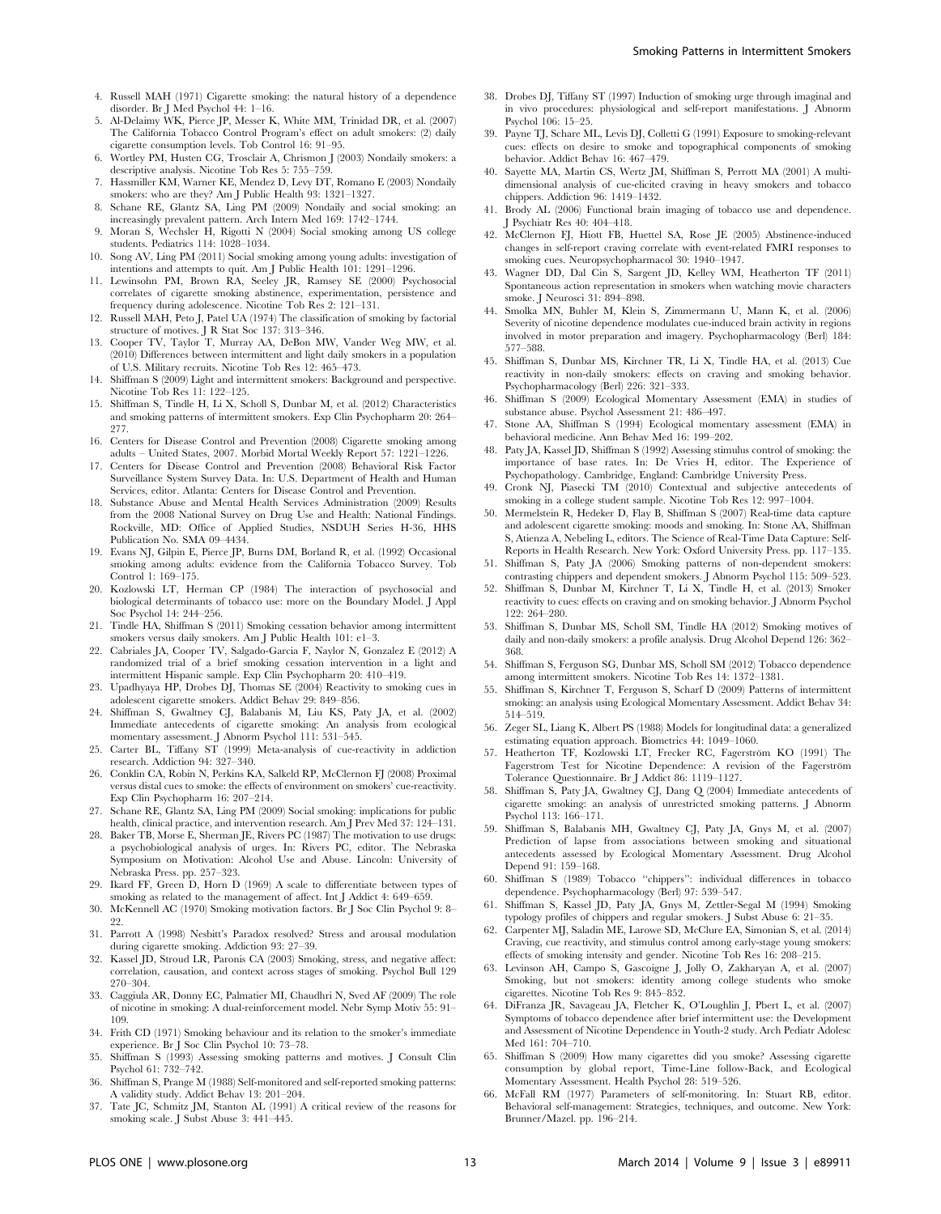4. Russell MAH (1971) Cigarette smoking: the natural history of a dependence disorder. Br J Med Psychol 44: 1–16.
5. Al-Delaimy WK, Pierce JP, Messer K, White MM, Trinidad DR, et al. (2007) The California Tobacco Control Program's effect on adult smokers: (2) daily cigarette consumption levels. Tob Control 16: 91–95.
6. Wortley PM, Husten CG, Trosclair A, Chrismon J (2003) Nondaily smokers: a descriptive analysis. Nicotine Tob Res 5: 755–759.
7. Hassmiller KM, Warner KE, Mendez D, Levy DT, Romano E (2003) Nondaily smokers: who are they? Am J Public Health 93: 1321–1327.
8. Schane RE, Glantz SA, Ling PM (2009) Nondaily and social smoking: an increasingly prevalent pattern. Arch Intern Med 169: 1742–1744.
9. Moran S, Wechsler H, Rigotti N (2004) Social smoking among US college students. Pediatrics 114: 1028–1034.
10. Song AV, Ling PM (2011) Social smoking among young adults: investigation of intentions and attempts to quit. Am J Public Health 101: 1291–1296.
11. Lewinsohn PM, Brown RA, Seeley JR, Ramsey SE (2000) Psychosocial correlates of cigarette smoking abstinence, experimentation, persistence and frequency during adolescence. Nicotine Tob Res 2: 121–131.
12. Russell MAH, Peto J, Patel UA (1974) The classification of smoking by factorial structure of motives. J R Stat Soc 137: 313–346.
13. Cooper TV, Taylor T, Murray AA, DeBon MW, Vander Weg MW, et al. (2010) Differences between intermittent and light daily smokers in a population of U.S. Military recruits. Nicotine Tob Res 12: 465–473.
14. Shiffman S (2009) Light and intermittent smokers: Background and perspective. Nicotine Tob Res 11: 122–125.
15. Shiffman S, Tindle H, Li X, Scholl S, Dunbar M, et al. (2012) Characteristics and smoking patterns of intermittent smokers. Exp Clin Psychopharm 20: 264–277.
16. Centers for Disease Control and Prevention (2008) Cigarette smoking among adults – United States, 2007. Morbid Mortal Weekly Report 57: 1221–1226.
17. Centers for Disease Control and Prevention (2008) Behavioral Risk Factor Surveillance System Survey Data. In: U.S. Department of Health and Human Services, editor. Atlanta: Centers for Disease Control and Prevention.
18. Substance Abuse and Mental Health Services Administration (2009) Results from the 2008 National Survey on Drug Use and Health: National Findings. Rockville, MD: Office of Applied Studies, NSDUH Series H-36, HHS Publication No. SMA 09–4434.
19. Evans NJ, Gilpin E, Pierce JP, Burns DM, Borland R, et al. (1992) Occasional smoking among adults: evidence from the California Tobacco Survey. Tob Control 1: 169–175.
20. Kozlowski LT, Herman CP (1984) The interaction of psychosocial and biological determinants of tobacco use: more on the Boundary Model. J Appl Soc Psychol 14: 244–256.
21. Tindle HA, Shiffman S (2011) Smoking cessation behavior among intermittent smokers versus daily smokers. Am J Public Health 101: e1–3.
22. Cabriales JA, Cooper TV, Salgado-Garcia F, Naylor N, Gonzalez E (2012) A randomized trial of a brief smoking cessation intervention in a light and intermittent Hispanic sample. Exp Clin Psychopharm 20: 410–419.
23. Upadhyaya HP, Drobes DJ, Thomas SE (2004) Reactivity to smoking cues in adolescent cigarette smokers. Addict Behav 29: 849–856.
24. Shiffman S, Gwaltney CJ, Balabanis M, Liu KS, Paty JA, et al. (2002) Immediate antecedents of cigarette smoking: An analysis from ecological momentary assessment. J Abnorm Psychol 111: 531–545.
25. Carter BL, Tiffany ST (1999) Meta-analysis of cue-reactivity in addiction research. Addiction 94: 327–340.
26. Conklin CA, Robin N, Perkins KA, Salkeld RP, McClernon FJ (2008) Proximal versus distal cues to smoke: the effects of environment on smokers' cue-reactivity. Exp Clin Psychopharm 16: 207–214.
27. Schane RE, Glantz SA, Ling PM (2009) Social smoking: implications for public health, clinical practice, and intervention research. Am J Prev Med 37: 124–131.
28. Baker TB, Morse E, Sherman JE, Rivers PC (1987) The motivation to use drugs: a psychobiological analysis of urges. In: Rivers PC, editor. The Nebraska Symposium on Motivation: Alcohol Use and Abuse. Lincoln: University of Nebraska Press. pp. 257–323.
29. Ikard FF, Green D, Horn D (1969) A scale to differentiate between types of smoking as related to the management of affect. Int J Addict 4: 649–659.
30. McKennell AC (1970) Smoking motivation factors. Br J Soc Clin Psychol 9: 8–22.
31. Parrott A (1998) Nesbitt's Paradox resolved? Stress and arousal modulation during cigarette smoking. Addiction 93: 27–39.
32. Kassel JD, Stroud LR, Paronis CA (2003) Smoking, stress, and negative affect: correlation, causation, and context across stages of smoking. Psychol Bull 129 270–304.
33. Caggiula AR, Donny EC, Palmatier MI, Chaudhri N, Sved AF (2009) The role of nicotine in smoking: A dual-reinforcement model. Nebr Symp Motiv 55: 91–109.
34. Frith CD (1971) Smoking behaviour and its relation to the smoker's immediate experience. Br J Soc Clin Psychol 10: 73–78.
35. Shiffman S (1993) Assessing smoking patterns and motives. J Consult Clin Psychol 61: 732–742.
36. Shiffman S, Prange M (1988) Self-monitored and self-reported smoking patterns: A validity study. Addict Behav 13: 201–204.
37. Tate JC, Schmitz JM, Stanton AL (1991) A critical review of the reasons for smoking scale. J Subst Abuse 3: 441–445.
38. Drobes DJ, Tiffany ST (1997) Induction of smoking urge through imaginal and in vivo procedures: physiological and self-report manifestations. J Abnorm Psychol 106: 15–25.
39. Payne TJ, Schare ML, Levis DJ, Colletti G (1991) Exposure to smoking-relevant cues: effects on desire to smoke and topographical components of smoking behavior. Addict Behav 16: 467–479.
40. Sayette MA, Martin CS, Wertz JM, Shiffman S, Perrott MA (2001) A multi-dimensional analysis of cue-elicited craving in heavy smokers and tobacco chippers. Addiction 96: 1419–1432.
41. Brody AL (2006) Functional brain imaging of tobacco use and dependence. J Psychiatr Res 40: 404–418.
42. McClernon FJ, Hiott FB, Huettel SA, Rose JE (2005) Abstinence-induced changes in self-report craving correlate with event-related FMRI responses to smoking cues. Neuropsychopharmacol 30: 1940–1947.
43. Wagner DD, Dal Cin S, Sargent JD, Kelley WM, Heatherton TF (2011) Spontaneous action representation in smokers when watching movie characters smoke. J Neurosci 31: 894–898.
44. Smolka MN, Buhler M, Klein S, Zimmermann U, Mann K, et al. (2006) Severity of nicotine dependence modulates cue-induced brain activity in regions involved in motor preparation and imagery. Psychopharmacology (Berl) 184: 577–588.
45. Shiffman S, Dunbar MS, Kirchner TR, Li X, Tindle HA, et al. (2013) Cue reactivity in non-daily smokers: effects on craving and smoking behavior. Psychopharmacology (Berl) 226: 321–333.
46. Shiffman S (2009) Ecological Momentary Assessment (EMA) in studies of substance abuse. Psychol Assessment 21: 486–497.
47. Stone AA, Shiffman S (1994) Ecological momentary assessment (EMA) in behavioral medicine. Ann Behav Med 16: 199–202.
48. Paty JA, Kassel JD, Shiffman S (1992) Assessing stimulus control of smoking: the importance of base rates. In: De Vries H, editor. The Experience of Psychopathology. Cambridge, England: Cambridge University Press.
49. Cronk NJ, Piasecki TM (2010) Contextual and subjective antecedents of smoking in a college student sample. Nicotine Tob Res 12: 997–1004.
50. Mermelstein R, Hedeker D, Flay B, Shiffman S (2007) Real-time data capture and adolescent cigarette smoking: moods and smoking. In: Stone AA, Shiffman S, Atienza A, Nebeling L, editors. The Science of Real-Time Data Capture: Self-Reports in Health Research. New York: Oxford University Press. pp. 117–135.
51. Shiffman S, Paty JA (2006) Smoking patterns of non-dependent smokers: contrasting chippers and dependent smokers. J Abnorm Psychol 115: 509–523.
52. Shiffman S, Dunbar M, Kirchner T, Li X, Tindle H, et al. (2013) Smoker reactivity to cues: effects on craving and on smoking behavior. J Abnorm Psychol 122: 264–280.
53. Shiffman S, Dunbar MS, Scholl SM, Tindle HA (2012) Smoking motives of daily and non-daily smokers: a profile analysis. Drug Alcohol Depend 126: 362–368.
54. Shiffman S, Ferguson SG, Dunbar MS, Scholl SM (2012) Tobacco dependence among intermittent smokers. Nicotine Tob Res 14: 1372–1381.
55. Shiffman S, Kirchner T, Ferguson S, Scharf D (2009) Patterns of intermittent smoking: an analysis using Ecological Momentary Assessment. Addict Behav 34: 514–519.
56. Zeger SL, Liang K, Albert PS (1988) Models for longitudinal data: a generalized estimating equation approach. Biometrics 44: 1049–1060.
57. Heatherton TF, Kozlowski LT, Frecker RC, Fagerström KO (1991) The Fagerstrom Test for Nicotine Dependence: A revision of the Fagerström Tolerance Questionnaire. Br J Addict 86: 1119–1127.
58. Shiffman S, Paty JA, Gwaltney CJ, Dang Q (2004) Immediate antecedents of cigarette smoking: an analysis of unrestricted smoking patterns. J Abnorm Psychol 113: 166–171.
59. Shiffman S, Balabanis MH, Gwaltney CJ, Paty JA, Gnys M, et al. (2007) Prediction of lapse from associations between smoking and situational antecedents assessed by Ecological Momentary Assessment. Drug Alcohol Depend 91: 159–168.
60. Shiffman S (1989) Tobacco "chippers": individual differences in tobacco dependence. Psychopharmacology (Berl) 97: 539–547.
61. Shiffman S, Kassel JD, Paty JA, Gnys M, Zettler-Segal M (1994) Smoking typology profiles of chippers and regular smokers. J Subst Abuse 6: 21–35.
62. Carpenter MJ, Saladin ME, Larowe SD, McClure EA, Simonian S, et al. (2014) Craving, cue reactivity, and stimulus control among early-stage young smokers: effects of smoking intensity and gender. Nicotine Tob Res 16: 208–215.
63. Levinson AH, Campo S, Gascoigne J, Jolly O, Zakharyan A, et al. (2007) Smoking, but not smokers: identity among college students who smoke cigarettes. Nicotine Tob Res 9: 845–852.
64. DiFranza JR, Savageau JA, Fletcher K, O'Loughlin J, Pbert L, et al. (2007) Symptoms of tobacco dependence after brief intermittent use: the Development and Assessment of Nicotine Dependence in Youth-2 study. Arch Pediatr Adolesc Med 161: 704–710.
65. Shiffman S (2009) How many cigarettes did you smoke? Assessing cigarette consumption by global report, Time-Line follow-Back, and Ecological Momentary Assessment. Health Psychol 28: 519–526.
66. McFall RM (1977) Parameters of self-monitoring. In: Stuart RB, editor. Behavioral self-management: Strategies, techniques, and outcome. New York: Brunner/Mazel. pp. 196–214.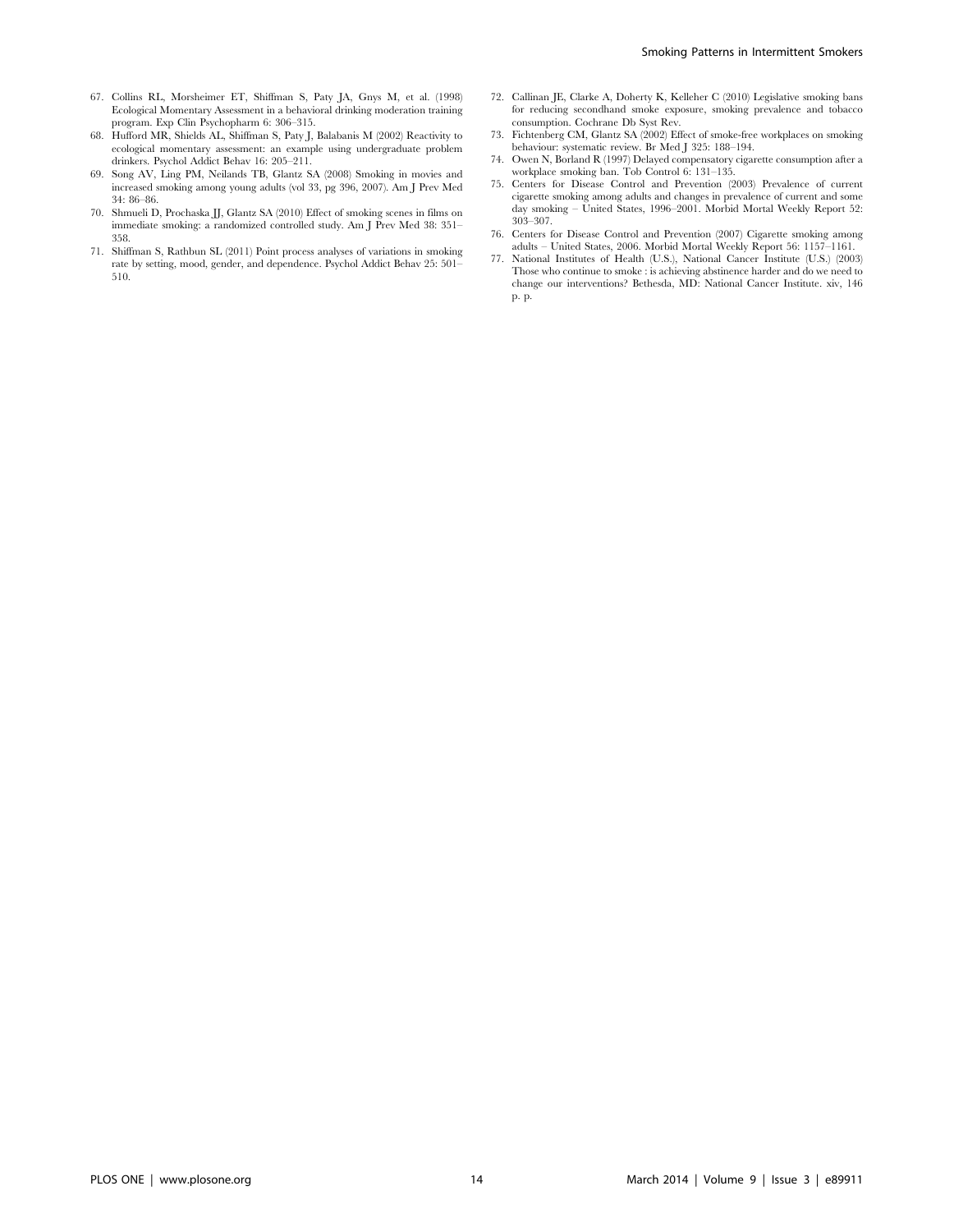67. Collins RL, Morsheimer ET, Shiffman S, Paty JA, Gnys M, et al. (1998) Ecological Momentary Assessment in a behavioral drinking moderation training program. Exp Clin Psychopharm 6: 306–315.
68. Hufford MR, Shields AL, Shiffman S, Paty J, Balabanis M (2002) Reactivity to ecological momentary assessment: an example using undergraduate problem drinkers. Psychol Addict Behav 16: 205–211.
69. Song AV, Ling PM, Neilands TB, Glantz SA (2008) Smoking in movies and increased smoking among young adults (vol 33, pg 396, 2007). Am J Prev Med 34: 86–86.
70. Shmueli D, Prochaska JJ, Glantz SA (2010) Effect of smoking scenes in films on immediate smoking: a randomized controlled study. Am J Prev Med 38: 351–358.
71. Shiffman S, Rathbun SL (2011) Point process analyses of variations in smoking rate by setting, mood, gender, and dependence. Psychol Addict Behav 25: 501–510.
72. Callinan JE, Clarke A, Doherty K, Kelleher C (2010) Legislative smoking bans for reducing secondhand smoke exposure, smoking prevalence and tobacco consumption. Cochrane Db Syst Rev.
73. Fichtenberg CM, Glantz SA (2002) Effect of smoke-free workplaces on smoking behaviour: systematic review. Br Med J 325: 188–194.
74. Owen N, Borland R (1997) Delayed compensatory cigarette consumption after a workplace smoking ban. Tob Control 6: 131–135.
75. Centers for Disease Control and Prevention (2003) Prevalence of current cigarette smoking among adults and changes in prevalence of current and some day smoking – United States, 1996–2001. Morbid Mortal Weekly Report 52: 303–307.
76. Centers for Disease Control and Prevention (2007) Cigarette smoking among adults – United States, 2006. Morbid Mortal Weekly Report 56: 1157–1161.
77. National Institutes of Health (U.S.), National Cancer Institute (U.S.) (2003) Those who continue to smoke : is achieving abstinence harder and do we need to change our interventions? Bethesda, MD: National Cancer Institute. xiv, 146 p. p.